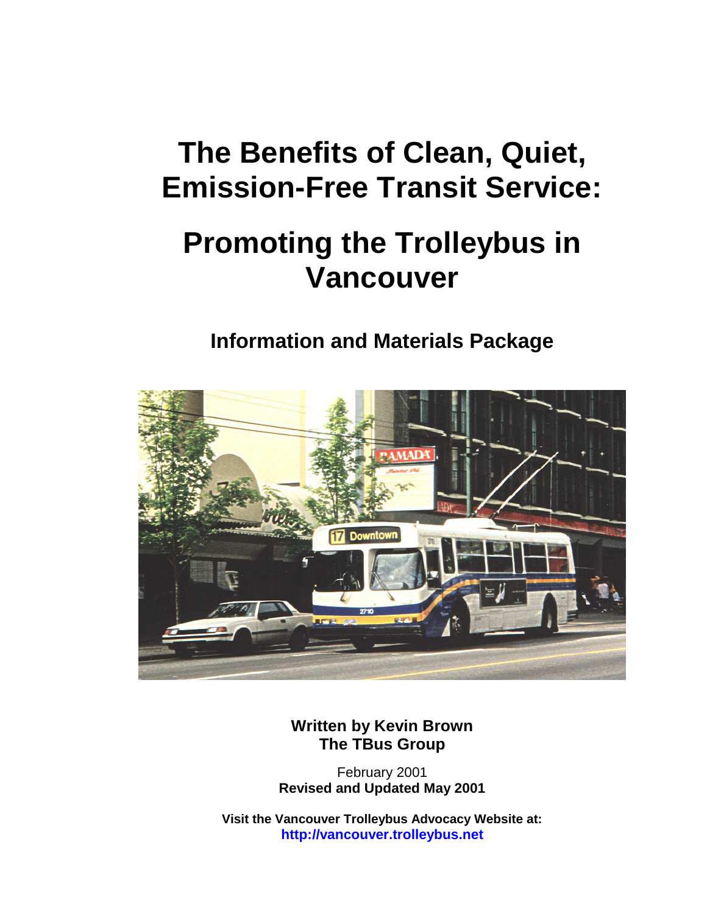# The Benefits of Clean, Quiet, Emission-Free Transit Service:

# Promoting the Trolleybus in Vancouver

## Information and Materials Package

**Written by Kevin Brown**
**The TBus Group**

February 2001
**Revised and Updated May 2001**

**Visit the Vancouver Trolleybus Advocacy Website at:**
**http://vancouver.trolleybus.net**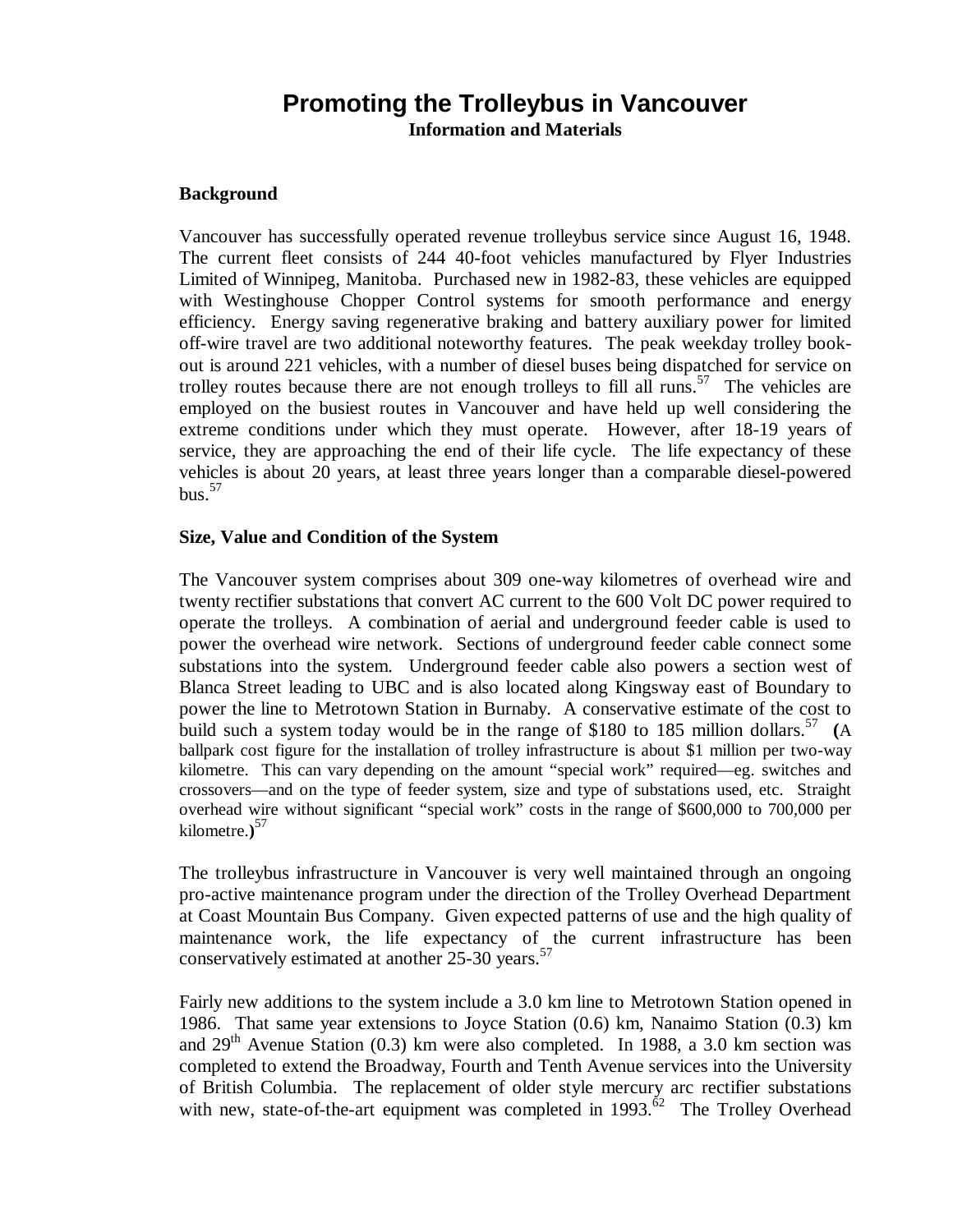# Promoting the Trolleybus in Vancouver

**Information and Materials**

### Background

Vancouver has successfully operated revenue trolleybus service since August 16, 1948. The current fleet consists of 244 40-foot vehicles manufactured by Flyer Industries Limited of Winnipeg, Manitoba. Purchased new in 1982-83, these vehicles are equipped with Westinghouse Chopper Control systems for smooth performance and energy efficiency. Energy saving regenerative braking and battery auxiliary power for limited off-wire travel are two additional noteworthy features. The peak weekday trolley book-out is around 221 vehicles, with a number of diesel buses being dispatched for service on trolley routes because there are not enough trolleys to fill all runs.[57] The vehicles are employed on the busiest routes in Vancouver and have held up well considering the extreme conditions under which they must operate. However, after 18-19 years of service, they are approaching the end of their life cycle. The life expectancy of these vehicles is about 20 years, at least three years longer than a comparable diesel-powered bus.[57]

### Size, Value and Condition of the System

The Vancouver system comprises about 309 one-way kilometres of overhead wire and twenty rectifier substations that convert AC current to the 600 Volt DC power required to operate the trolleys. A combination of aerial and underground feeder cable is used to power the overhead wire network. Sections of underground feeder cable connect some substations into the system. Underground feeder cable also powers a section west of Blanca Street leading to UBC and is also located along Kingsway east of Boundary to power the line to Metrotown Station in Burnaby. A conservative estimate of the cost to build such a system today would be in the range of $180 to 185 million dollars.[57] (A ballpark cost figure for the installation of trolley infrastructure is about $1 million per two-way kilometre. This can vary depending on the amount "special work" required—eg. switches and crossovers—and on the type of feeder system, size and type of substations used, etc. Straight overhead wire without significant "special work" costs in the range of $600,000 to 700,000 per kilometre.)[57]

The trolleybus infrastructure in Vancouver is very well maintained through an ongoing pro-active maintenance program under the direction of the Trolley Overhead Department at Coast Mountain Bus Company. Given expected patterns of use and the high quality of maintenance work, the life expectancy of the current infrastructure has been conservatively estimated at another 25-30 years.[57]

Fairly new additions to the system include a 3.0 km line to Metrotown Station opened in 1986. That same year extensions to Joyce Station (0.6) km, Nanaimo Station (0.3) km and 29th Avenue Station (0.3) km were also completed. In 1988, a 3.0 km section was completed to extend the Broadway, Fourth and Tenth Avenue services into the University of British Columbia. The replacement of older style mercury arc rectifier substations with new, state-of-the-art equipment was completed in 1993.[62] The Trolley Overhead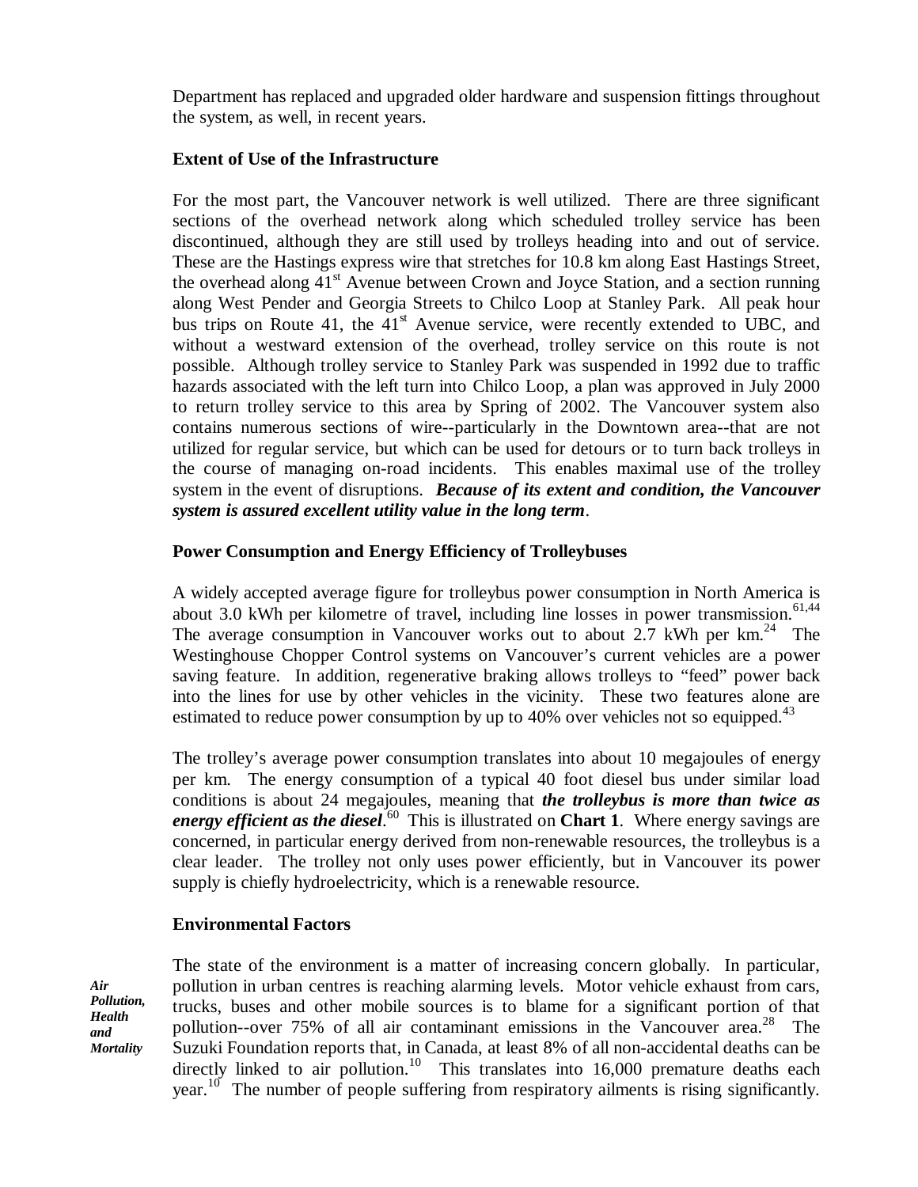Department has replaced and upgraded older hardware and suspension fittings throughout the system, as well, in recent years.

### Extent of Use of the Infrastructure

For the most part, the Vancouver network is well utilized. There are three significant sections of the overhead network along which scheduled trolley service has been discontinued, although they are still used by trolleys heading into and out of service. These are the Hastings express wire that stretches for 10.8 km along East Hastings Street, the overhead along 41st Avenue between Crown and Joyce Station, and a section running along West Pender and Georgia Streets to Chilco Loop at Stanley Park. All peak hour bus trips on Route 41, the 41st Avenue service, were recently extended to UBC, and without a westward extension of the overhead, trolley service on this route is not possible. Although trolley service to Stanley Park was suspended in 1992 due to traffic hazards associated with the left turn into Chilco Loop, a plan was approved in July 2000 to return trolley service to this area by Spring of 2002. The Vancouver system also contains numerous sections of wire--particularly in the Downtown area--that are not utilized for regular service, but which can be used for detours or to turn back trolleys in the course of managing on-road incidents. This enables maximal use of the trolley system in the event of disruptions. ***Because of its extent and condition, the Vancouver system is assured excellent utility value in the long term***.

### Power Consumption and Energy Efficiency of Trolleybuses

A widely accepted average figure for trolleybus power consumption in North America is about 3.0 kWh per kilometre of travel, including line losses in power transmission.[61,44] The average consumption in Vancouver works out to about 2.7 kWh per km.[24] The Westinghouse Chopper Control systems on Vancouver's current vehicles are a power saving feature. In addition, regenerative braking allows trolleys to "feed" power back into the lines for use by other vehicles in the vicinity. These two features alone are estimated to reduce power consumption by up to 40% over vehicles not so equipped.[43]

The trolley's average power consumption translates into about 10 megajoules of energy per km. The energy consumption of a typical 40 foot diesel bus under similar load conditions is about 24 megajoules, meaning that ***the trolleybus is more than twice as energy efficient as the diesel***.[60] This is illustrated on **Chart 1**. Where energy savings are concerned, in particular energy derived from non-renewable resources, the trolleybus is a clear leader. The trolley not only uses power efficiently, but in Vancouver its power supply is chiefly hydroelectricity, which is a renewable resource.

### Environmental Factors

***Air Pollution, Health and Mortality***

The state of the environment is a matter of increasing concern globally. In particular, pollution in urban centres is reaching alarming levels. Motor vehicle exhaust from cars, trucks, buses and other mobile sources is to blame for a significant portion of that pollution--over 75% of all air contaminant emissions in the Vancouver area.[28] The Suzuki Foundation reports that, in Canada, at least 8% of all non-accidental deaths can be directly linked to air pollution.[10] This translates into 16,000 premature deaths each year.[10] The number of people suffering from respiratory ailments is rising significantly.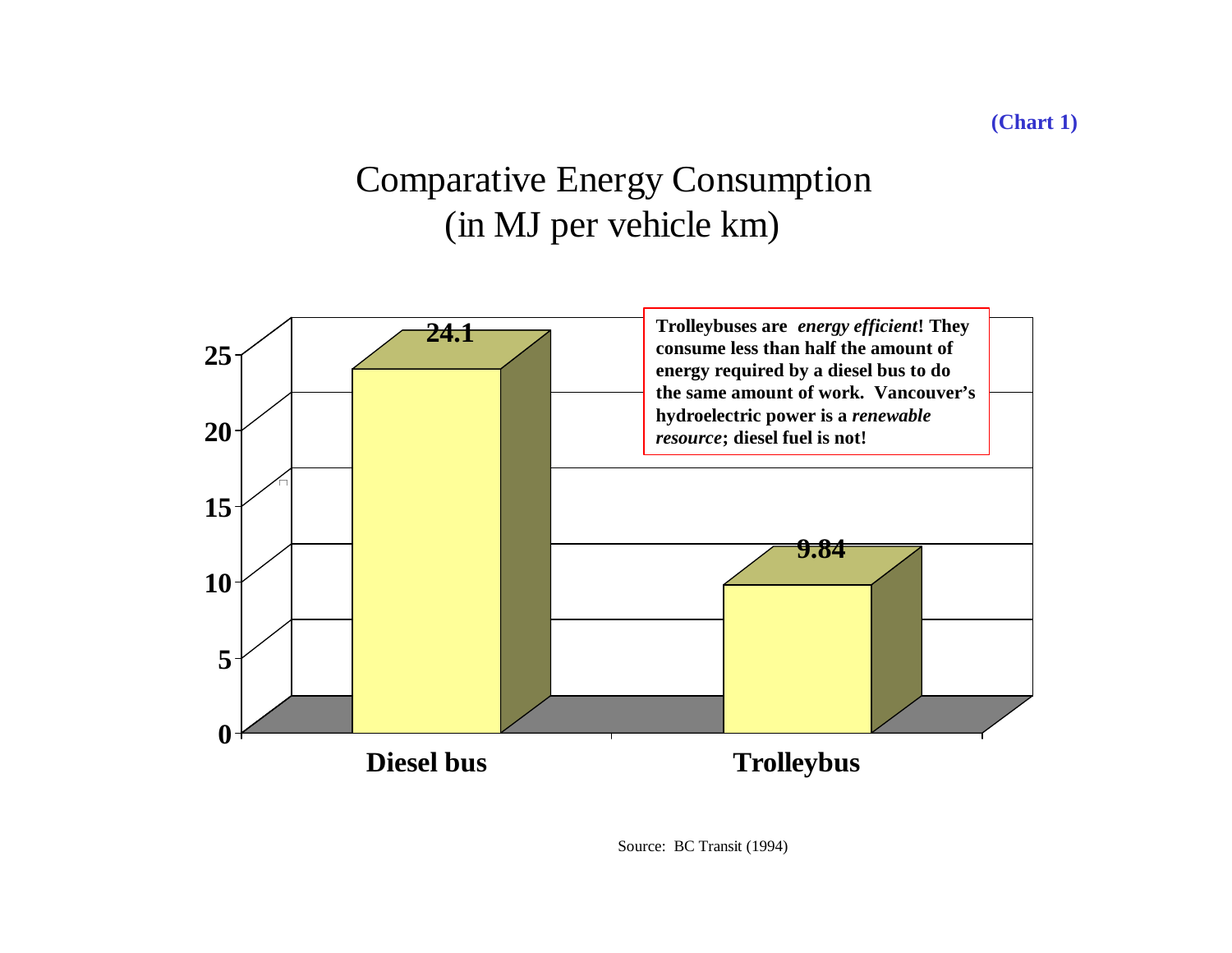**(Chart 1)**

# Comparative Energy Consumption
## (in MJ per vehicle km)

| | Diesel bus | Trolleybus |
|---|---|---|
| MJ per vehicle km | 24.1 | 9.84 |

**Trolleybuses are** ***energy efficient*****! They consume less than half the amount of energy required by a diesel bus to do the same amount of work. Vancouver's hydroelectric power is a** ***renewable resource*****; diesel fuel is not!**

Source: BC Transit (1994)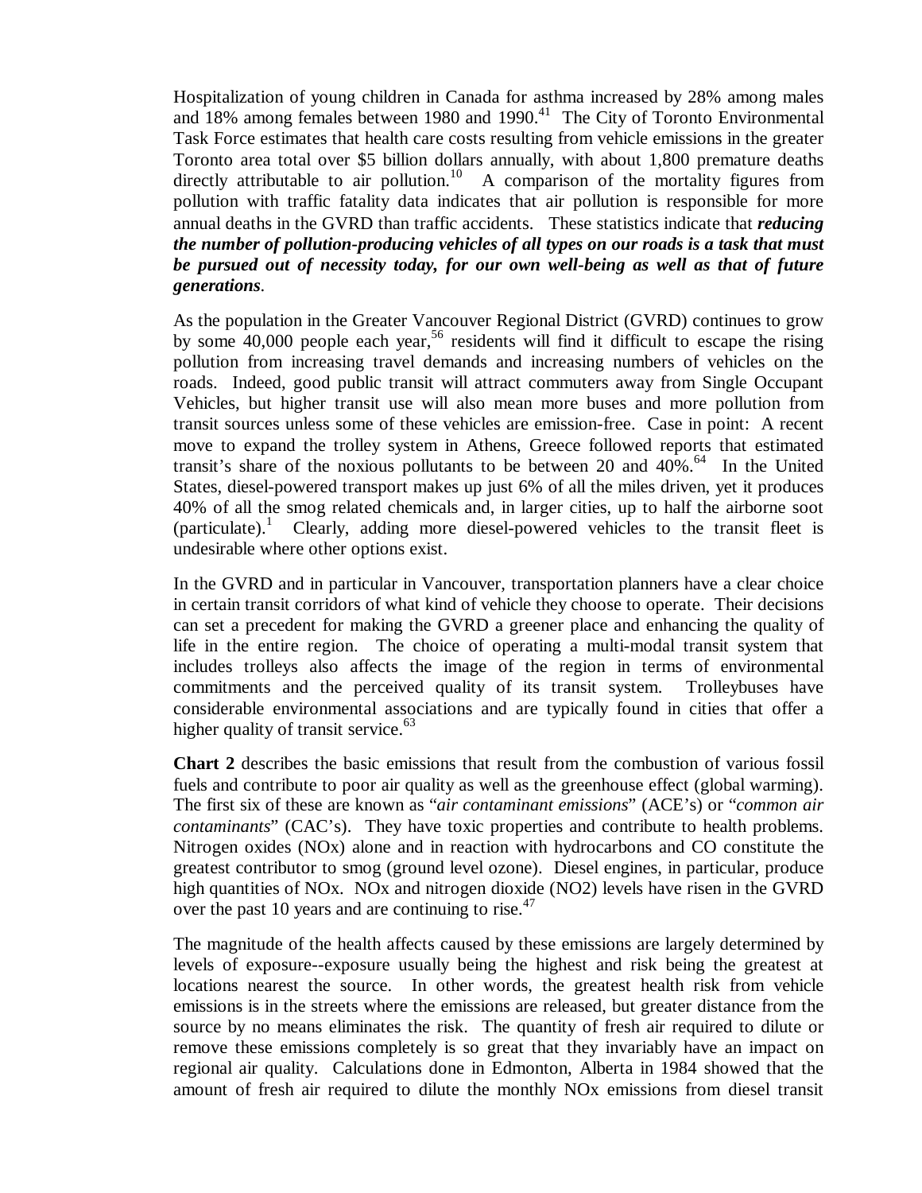Hospitalization of young children in Canada for asthma increased by 28% among males and 18% among females between 1980 and 1990.[41] The City of Toronto Environmental Task Force estimates that health care costs resulting from vehicle emissions in the greater Toronto area total over $5 billion dollars annually, with about 1,800 premature deaths directly attributable to air pollution.[10] A comparison of the mortality figures from pollution with traffic fatality data indicates that air pollution is responsible for more annual deaths in the GVRD than traffic accidents. These statistics indicate that ***reducing the number of pollution-producing vehicles of all types on our roads is a task that must be pursued out of necessity today, for our own well-being as well as that of future generations***.

As the population in the Greater Vancouver Regional District (GVRD) continues to grow by some 40,000 people each year,[56] residents will find it difficult to escape the rising pollution from increasing travel demands and increasing numbers of vehicles on the roads. Indeed, good public transit will attract commuters away from Single Occupant Vehicles, but higher transit use will also mean more buses and more pollution from transit sources unless some of these vehicles are emission-free. Case in point: A recent move to expand the trolley system in Athens, Greece followed reports that estimated transit's share of the noxious pollutants to be between 20 and 40%.[64] In the United States, diesel-powered transport makes up just 6% of all the miles driven, yet it produces 40% of all the smog related chemicals and, in larger cities, up to half the airborne soot (particulate).[1] Clearly, adding more diesel-powered vehicles to the transit fleet is undesirable where other options exist.

In the GVRD and in particular in Vancouver, transportation planners have a clear choice in certain transit corridors of what kind of vehicle they choose to operate. Their decisions can set a precedent for making the GVRD a greener place and enhancing the quality of life in the entire region. The choice of operating a multi-modal transit system that includes trolleys also affects the image of the region in terms of environmental commitments and the perceived quality of its transit system. Trolleybuses have considerable environmental associations and are typically found in cities that offer a higher quality of transit service.[63]

**Chart 2** describes the basic emissions that result from the combustion of various fossil fuels and contribute to poor air quality as well as the greenhouse effect (global warming). The first six of these are known as "*air contaminant emissions*" (ACE's) or "*common air contaminants*" (CAC's). They have toxic properties and contribute to health problems. Nitrogen oxides (NOx) alone and in reaction with hydrocarbons and CO constitute the greatest contributor to smog (ground level ozone). Diesel engines, in particular, produce high quantities of NOx. NOx and nitrogen dioxide ($NO_2$) levels have risen in the GVRD over the past 10 years and are continuing to rise.[47]

The magnitude of the health affects caused by these emissions are largely determined by levels of exposure--exposure usually being the highest and risk being the greatest at locations nearest the source. In other words, the greatest health risk from vehicle emissions is in the streets where the emissions are released, but greater distance from the source by no means eliminates the risk. The quantity of fresh air required to dilute or remove these emissions completely is so great that they invariably have an impact on regional air quality. Calculations done in Edmonton, Alberta in 1984 showed that the amount of fresh air required to dilute the monthly NOx emissions from diesel transit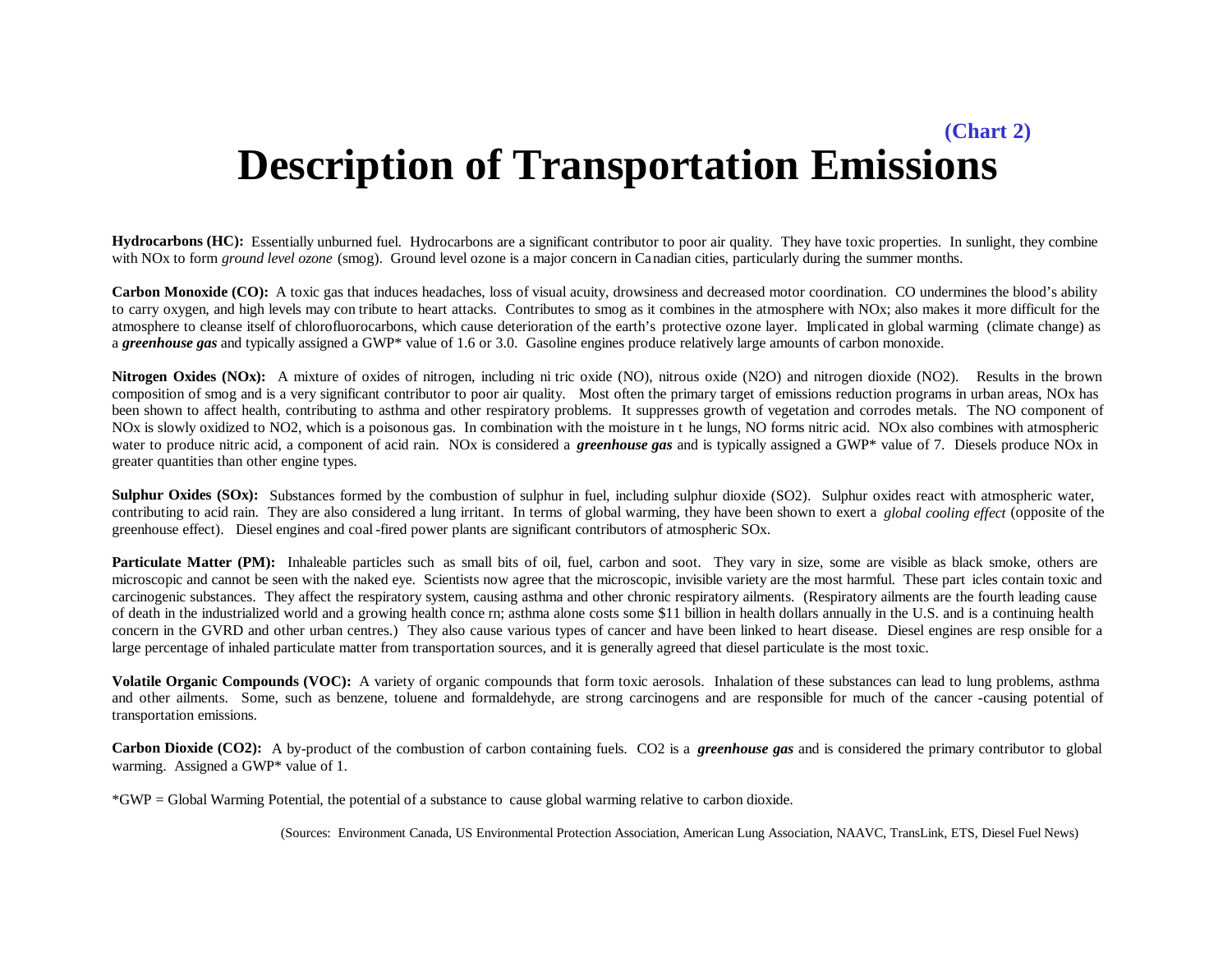(Chart 2)

# Description of Transportation Emissions

**Hydrocarbons (HC):** Essentially unburned fuel. Hydrocarbons are a significant contributor to poor air quality. They have toxic properties. In sunlight, they combine with NOx to form *ground level ozone* (smog). Ground level ozone is a major concern in Canadian cities, particularly during the summer months.

**Carbon Monoxide (CO):** A toxic gas that induces headaches, loss of visual acuity, drowsiness and decreased motor coordination. CO undermines the blood's ability to carry oxygen, and high levels may contribute to heart attacks. Contributes to smog as it combines in the atmosphere with NOx; also makes it more difficult for the atmosphere to cleanse itself of chlorofluorocarbons, which cause deterioration of the earth's protective ozone layer. Implicated in global warming (climate change) as a ***greenhouse gas*** and typically assigned a GWP* value of 1.6 or 3.0. Gasoline engines produce relatively large amounts of carbon monoxide.

**Nitrogen Oxides (NOx):** A mixture of oxides of nitrogen, including nitric oxide (NO), nitrous oxide ($N_2O$) and nitrogen dioxide ($NO_2$). Results in the brown composition of smog and is a very significant contributor to poor air quality. Most often the primary target of emissions reduction programs in urban areas, NOx has been shown to affect health, contributing to asthma and other respiratory problems. It suppresses growth of vegetation and corrodes metals. The NO component of NOx is slowly oxidized to $NO_2$, which is a poisonous gas. In combination with the moisture in the lungs, NO forms nitric acid. NOx also combines with atmospheric water to produce nitric acid, a component of acid rain. NOx is considered a ***greenhouse gas*** and is typically assigned a GWP* value of 7. Diesels produce NOx in greater quantities than other engine types.

**Sulphur Oxides (SOx):** Substances formed by the combustion of sulphur in fuel, including sulphur dioxide ($SO_2$). Sulphur oxides react with atmospheric water, contributing to acid rain. They are also considered a lung irritant. In terms of global warming, they have been shown to exert a *global cooling effect* (opposite of the greenhouse effect). Diesel engines and coal-fired power plants are significant contributors of atmospheric SOx.

**Particulate Matter (PM):** Inhaleable particles such as small bits of oil, fuel, carbon and soot. They vary in size, some are visible as black smoke, others are microscopic and cannot be seen with the naked eye. Scientists now agree that the microscopic, invisible variety are the most harmful. These particles contain toxic and carcinogenic substances. They affect the respiratory system, causing asthma and other chronic respiratory ailments. (Respiratory ailments are the fourth leading cause of death in the industrialized world and a growing health concern; asthma alone costs some $11 billion in health dollars annually in the U.S. and is a continuing health concern in the GVRD and other urban centres.) They also cause various types of cancer and have been linked to heart disease. Diesel engines are responsible for a large percentage of inhaled particulate matter from transportation sources, and it is generally agreed that diesel particulate is the most toxic.

**Volatile Organic Compounds (VOC):** A variety of organic compounds that form toxic aerosols. Inhalation of these substances can lead to lung problems, asthma and other ailments. Some, such as benzene, toluene and formaldehyde, are strong carcinogens and are responsible for much of the cancer-causing potential of transportation emissions.

**Carbon Dioxide ($CO_2$):** A by-product of the combustion of carbon containing fuels. $CO_2$ is a ***greenhouse gas*** and is considered the primary contributor to global warming. Assigned a GWP* value of 1.

*GWP = Global Warming Potential, the potential of a substance to cause global warming relative to carbon dioxide.

(Sources: Environment Canada, US Environmental Protection Association, American Lung Association, NAAVC, TransLink, ETS, Diesel Fuel News)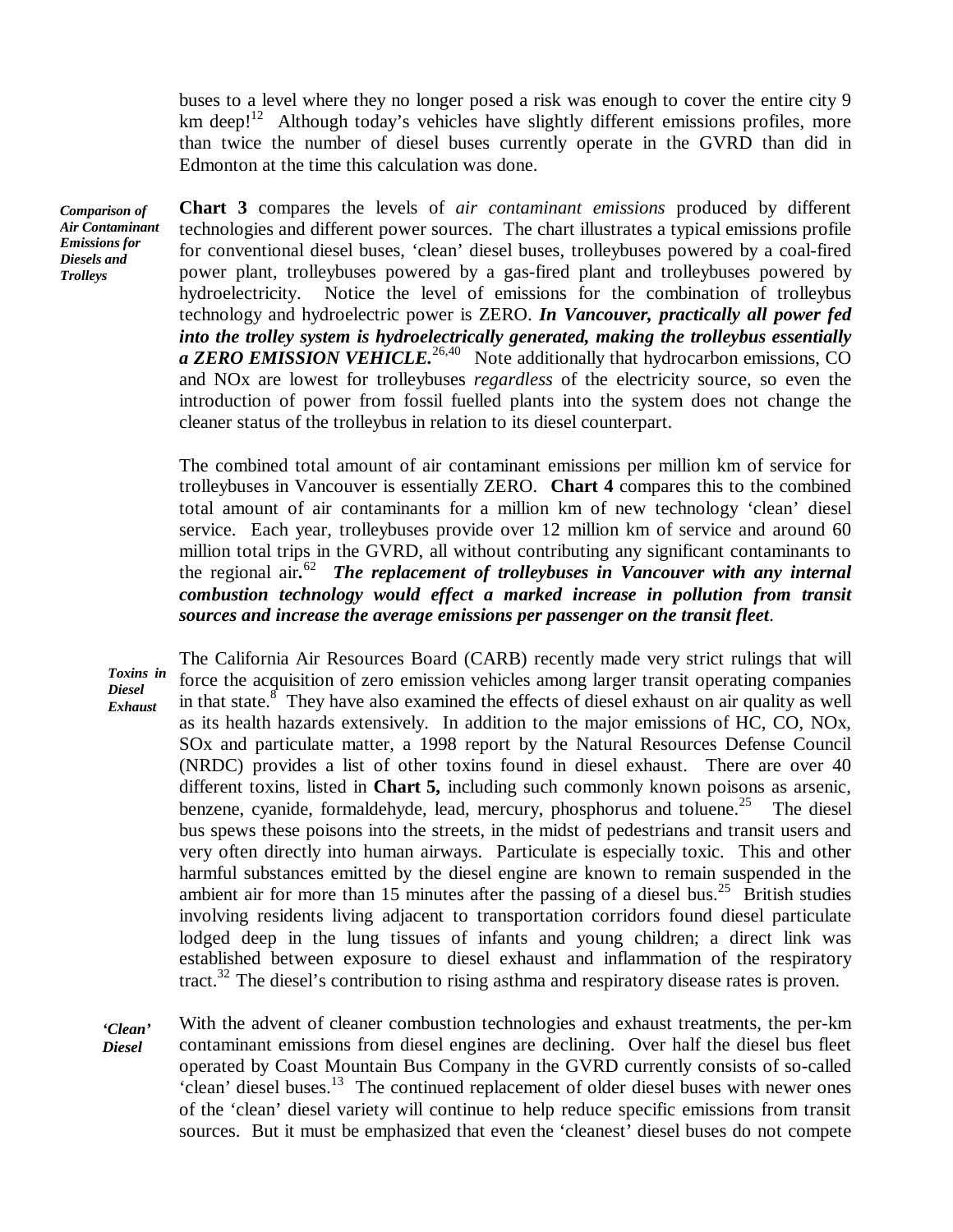buses to a level where they no longer posed a risk was enough to cover the entire city 9 km deep![12] Although today's vehicles have slightly different emissions profiles, more than twice the number of diesel buses currently operate in the GVRD than did in Edmonton at the time this calculation was done.

***Comparison of Air Contaminant Emissions for Diesels and Trolleys***

**Chart 3** compares the levels of *air contaminant emissions* produced by different technologies and different power sources. The chart illustrates a typical emissions profile for conventional diesel buses, 'clean' diesel buses, trolleybuses powered by a coal-fired power plant, trolleybuses powered by a gas-fired plant and trolleybuses powered by hydroelectricity. Notice the level of emissions for the combination of trolleybus technology and hydroelectric power is ZERO. ***In Vancouver, practically all power fed into the trolley system is hydroelectrically generated, making the trolleybus essentially a ZERO EMISSION VEHICLE.***[26,40] Note additionally that hydrocarbon emissions, CO and NOx are lowest for trolleybuses *regardless* of the electricity source, so even the introduction of power from fossil fuelled plants into the system does not change the cleaner status of the trolleybus in relation to its diesel counterpart.

The combined total amount of air contaminant emissions per million km of service for trolleybuses in Vancouver is essentially ZERO. **Chart 4** compares this to the combined total amount of air contaminants for a million km of new technology 'clean' diesel service. Each year, trolleybuses provide over 12 million km of service and around 60 million total trips in the GVRD, all without contributing any significant contaminants to the regional air**.**[62] ***The replacement of trolleybuses in Vancouver with any internal combustion technology would effect a marked increase in pollution from transit sources and increase the average emissions per passenger on the transit fleet***.

***Toxins in Diesel Exhaust***

The California Air Resources Board (CARB) recently made very strict rulings that will force the acquisition of zero emission vehicles among larger transit operating companies in that state.[8] They have also examined the effects of diesel exhaust on air quality as well as its health hazards extensively. In addition to the major emissions of HC, CO, NOx, SOx and particulate matter, a 1998 report by the Natural Resources Defense Council (NRDC) provides a list of other toxins found in diesel exhaust. There are over 40 different toxins, listed in **Chart 5,** including such commonly known poisons as arsenic, benzene, cyanide, formaldehyde, lead, mercury, phosphorus and toluene.[25] The diesel bus spews these poisons into the streets, in the midst of pedestrians and transit users and very often directly into human airways. Particulate is especially toxic. This and other harmful substances emitted by the diesel engine are known to remain suspended in the ambient air for more than 15 minutes after the passing of a diesel bus.[25] British studies involving residents living adjacent to transportation corridors found diesel particulate lodged deep in the lung tissues of infants and young children; a direct link was established between exposure to diesel exhaust and inflammation of the respiratory tract.[32] The diesel's contribution to rising asthma and respiratory disease rates is proven.

***'Clean' Diesel***

With the advent of cleaner combustion technologies and exhaust treatments, the per-km contaminant emissions from diesel engines are declining. Over half the diesel bus fleet operated by Coast Mountain Bus Company in the GVRD currently consists of so-called 'clean' diesel buses.[13] The continued replacement of older diesel buses with newer ones of the 'clean' diesel variety will continue to help reduce specific emissions from transit sources. But it must be emphasized that even the 'cleanest' diesel buses do not compete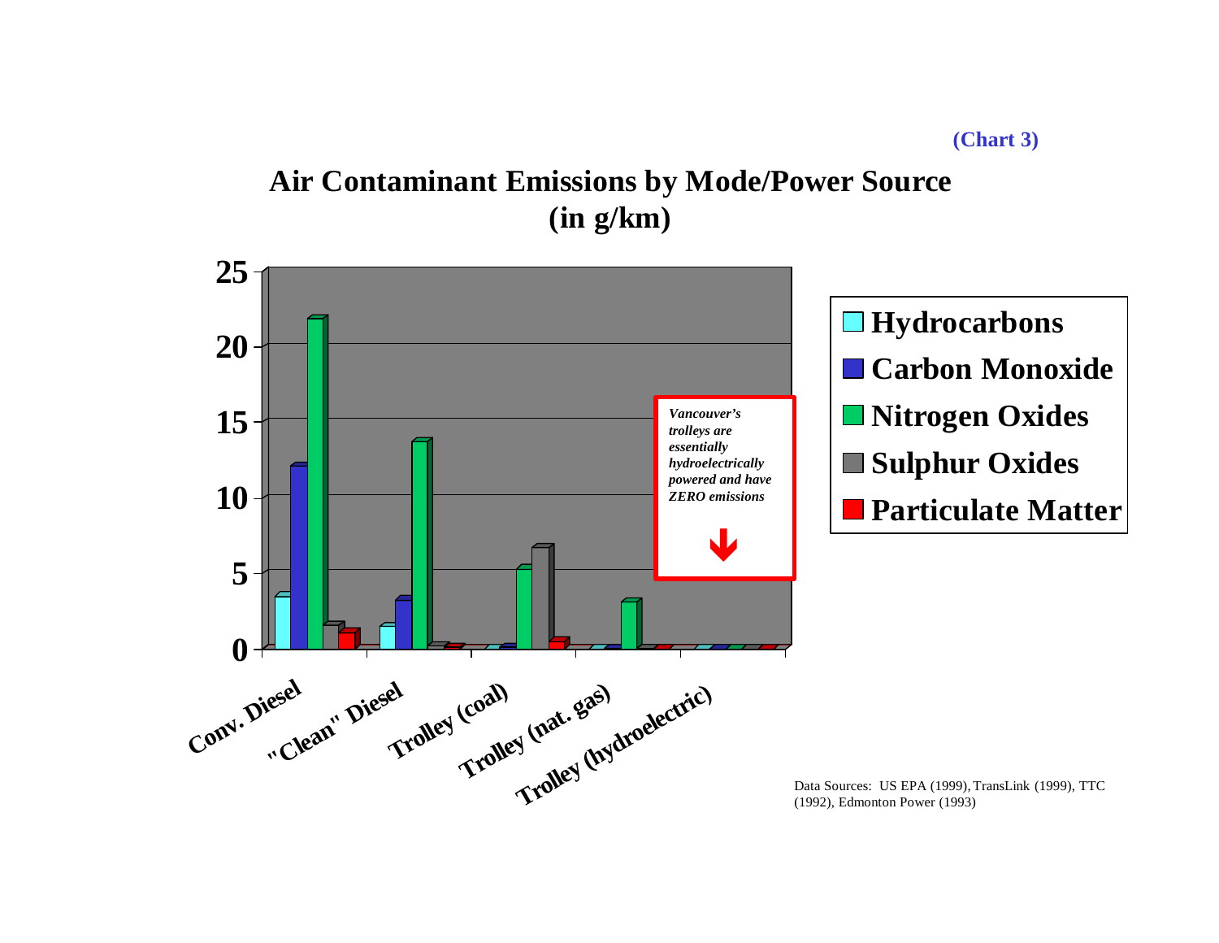(Chart 3)

## Air Contaminant Emissions by Mode/Power Source (in g/km)

*Vancouver's trolleys are essentially hydroelectrically powered and have ZERO emissions*

Legend: Hydrocarbons, Carbon Monoxide, Nitrogen Oxides, Sulphur Oxides, Particulate Matter

Categories: Conv. Diesel, "Clean" Diesel, Trolley (coal), Trolley (nat. gas), Trolley (hydroelectric)

Data Sources: US EPA (1999), TransLink (1999), TTC (1992), Edmonton Power (1993)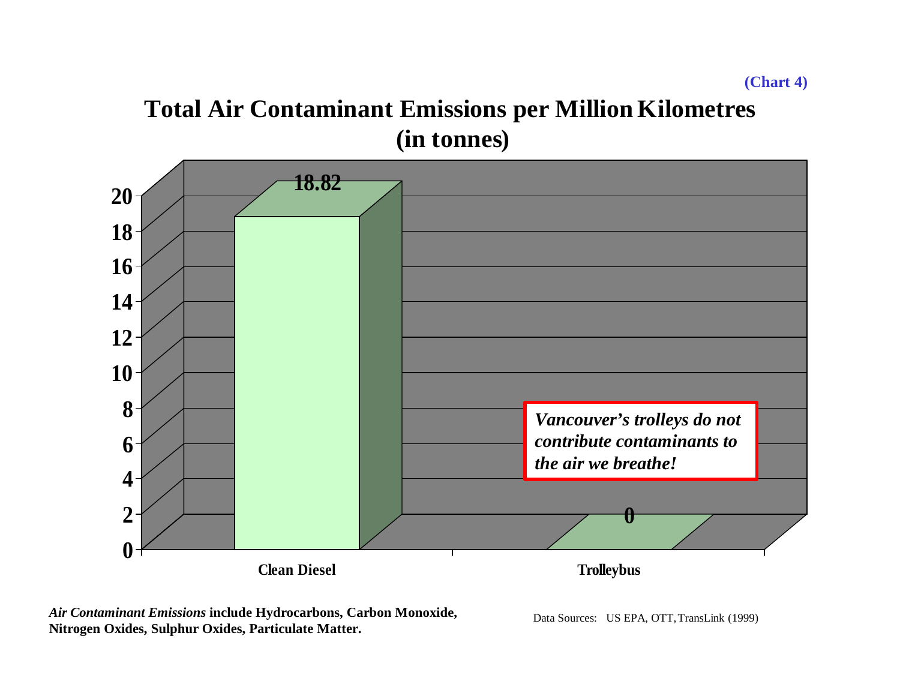(Chart 4)

# Total Air Contaminant Emissions per Million Kilometres (in tonnes)

| | Clean Diesel | Trolleybus |
|---|---|---|
| Total Air Contaminant Emissions (tonnes per million km) | 18.82 | 0 |

*Vancouver's trolleys do not contribute contaminants to the air we breathe!*

***Air Contaminant Emissions*** **include Hydrocarbons, Carbon Monoxide, Nitrogen Oxides, Sulphur Oxides, Particulate Matter.**

Data Sources: US EPA, OTT, TransLink (1999)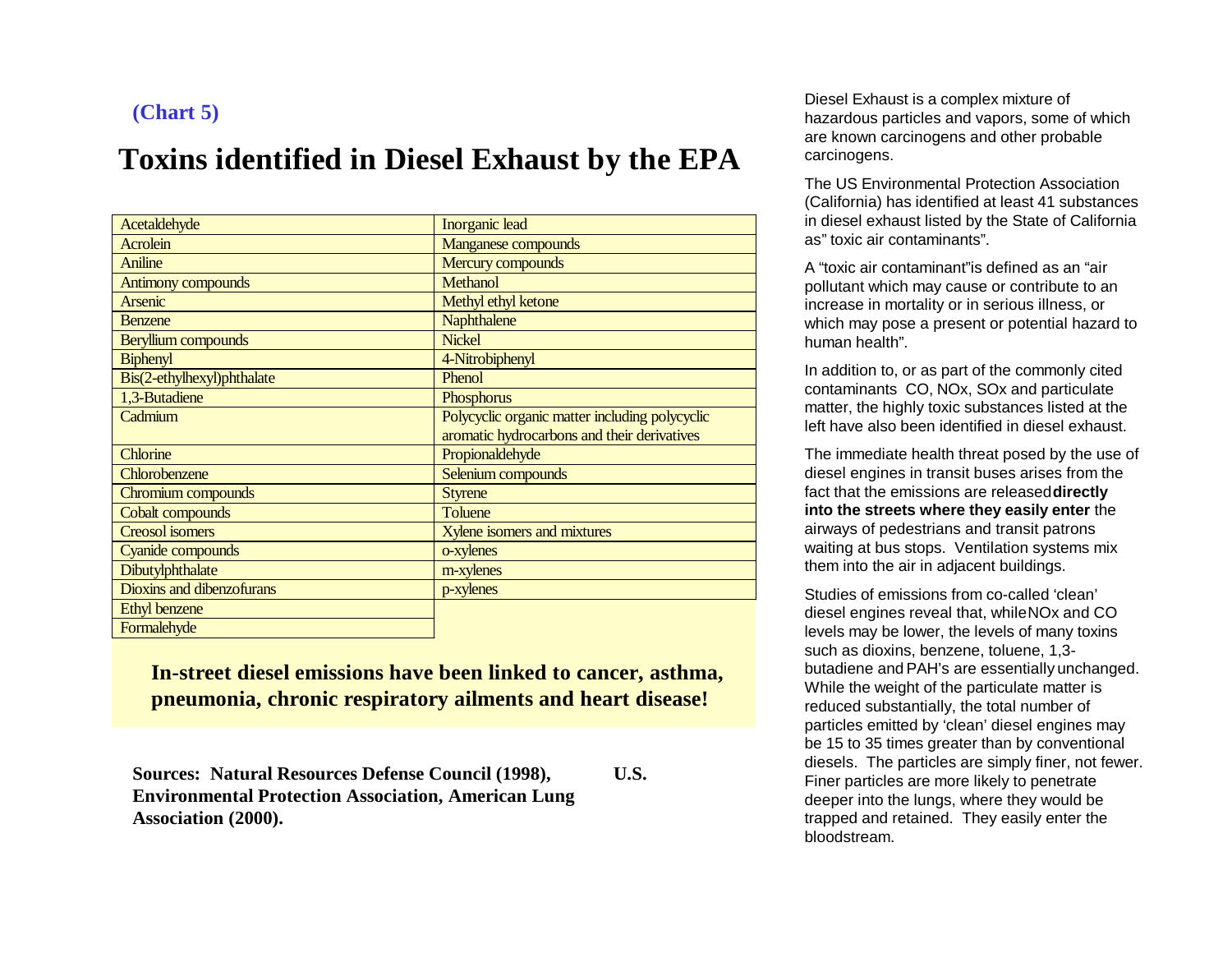**(Chart 5)**

# Toxins identified in Diesel Exhaust by the EPA

| | |
|---|---|
| Acetaldehyde | Inorganic lead |
| Acrolein | Manganese compounds |
| Aniline | Mercury compounds |
| Antimony compounds | Methanol |
| Arsenic | Methyl ethyl ketone |
| Benzene | Naphthalene |
| Beryllium compounds | Nickel |
| Biphenyl | 4-Nitrobiphenyl |
| Bis(2-ethylhexyl)phthalate | Phenol |
| 1,3-Butadiene | Phosphorus |
| Cadmium | Polycyclic organic matter including polycyclic aromatic hydrocarbons and their derivatives |
| Chlorine | Propionaldehyde |
| Chlorobenzene | Selenium compounds |
| Chromium compounds | Styrene |
| Cobalt compounds | Toluene |
| Creosol isomers | Xylene isomers and mixtures |
| Cyanide compounds | o-xylenes |
| Dibutylphthalate | m-xylenes |
| Dioxins and dibenzofurans | p-xylenes |
| Ethyl benzene | |
| Formalehyde | |

**In-street diesel emissions have been linked to cancer, asthma, pneumonia, chronic respiratory ailments and heart disease!**

**Sources: Natural Resources Defense Council (1998), U.S. Environmental Protection Association, American Lung Association (2000).**

Diesel Exhaust is a complex mixture of hazardous particles and vapors, some of which are known carcinogens and other probable carcinogens.

The US Environmental Protection Association (California) has identified at least 41 substances in diesel exhaust listed by the State of California as" toxic air contaminants".

A "toxic air contaminant"is defined as an "air pollutant which may cause or contribute to an increase in mortality or in serious illness, or which may pose a present or potential hazard to human health".

In addition to, or as part of the commonly cited contaminants CO, NOx, SOx and particulate matter, the highly toxic substances listed at the left have also been identified in diesel exhaust.

The immediate health threat posed by the use of diesel engines in transit buses arises from the fact that the emissions are released **directly into the streets where they easily enter** the airways of pedestrians and transit patrons waiting at bus stops. Ventilation systems mix them into the air in adjacent buildings.

Studies of emissions from co-called 'clean' diesel engines reveal that, while NOx and CO levels may be lower, the levels of many toxins such as dioxins, benzene, toluene, 1,3-butadiene and PAH's are essentially unchanged. While the weight of the particulate matter is reduced substantially, the total number of particles emitted by 'clean' diesel engines may be 15 to 35 times greater than by conventional diesels. The particles are simply finer, not fewer. Finer particles are more likely to penetrate deeper into the lungs, where they would be trapped and retained. They easily enter the bloodstream.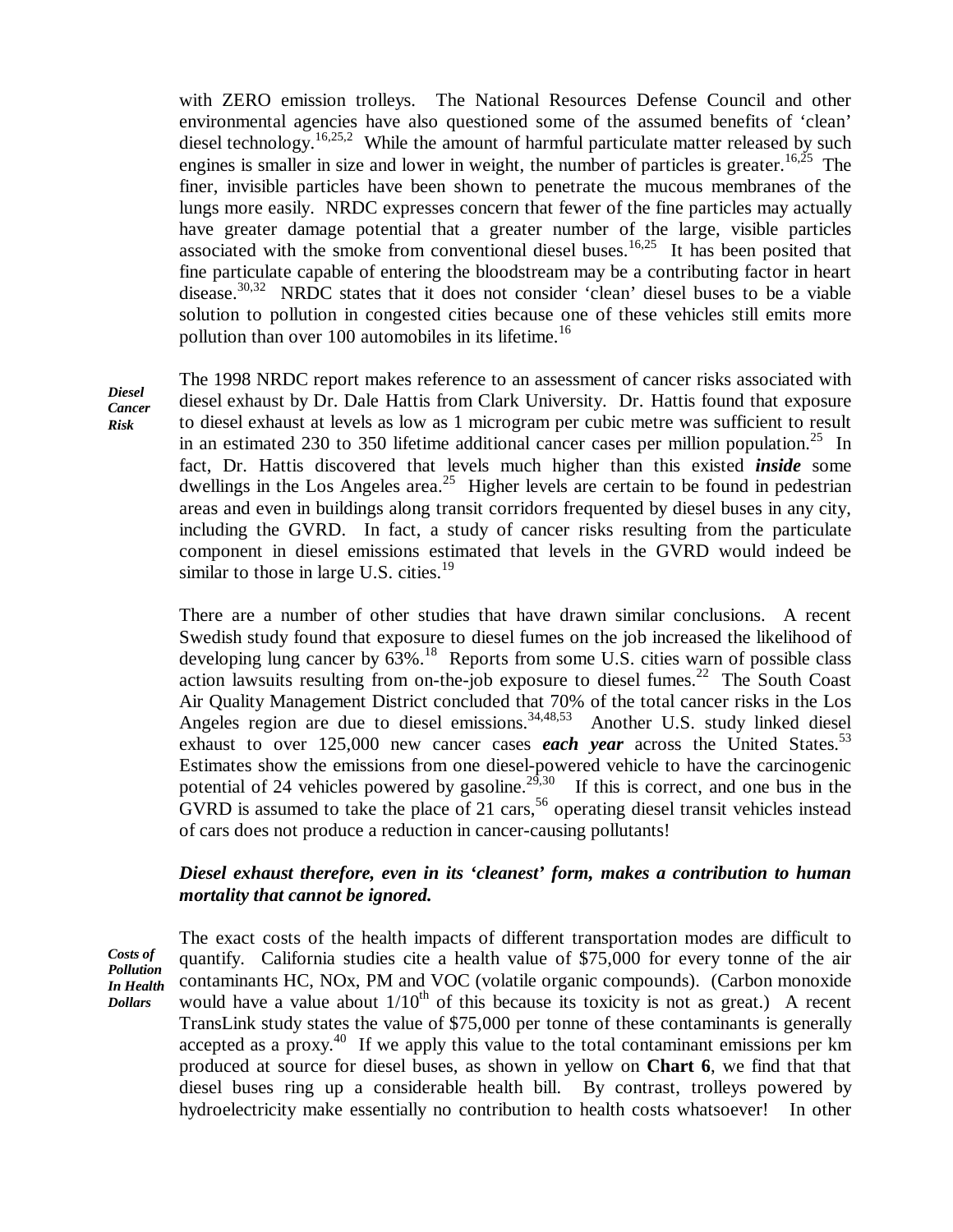with ZERO emission trolleys. The National Resources Defense Council and other environmental agencies have also questioned some of the assumed benefits of 'clean' diesel technology.[16,25,2] While the amount of harmful particulate matter released by such engines is smaller in size and lower in weight, the number of particles is greater.[16,25] The finer, invisible particles have been shown to penetrate the mucous membranes of the lungs more easily. NRDC expresses concern that fewer of the fine particles may actually have greater damage potential that a greater number of the large, visible particles associated with the smoke from conventional diesel buses.[16,25] It has been posited that fine particulate capable of entering the bloodstream may be a contributing factor in heart disease.[30,32] NRDC states that it does not consider 'clean' diesel buses to be a viable solution to pollution in congested cities because one of these vehicles still emits more pollution than over 100 automobiles in its lifetime.[16]

***Diesel Cancer Risk***

The 1998 NRDC report makes reference to an assessment of cancer risks associated with diesel exhaust by Dr. Dale Hattis from Clark University. Dr. Hattis found that exposure to diesel exhaust at levels as low as 1 microgram per cubic metre was sufficient to result in an estimated 230 to 350 lifetime additional cancer cases per million population.[25] In fact, Dr. Hattis discovered that levels much higher than this existed ***inside*** some dwellings in the Los Angeles area.[25] Higher levels are certain to be found in pedestrian areas and even in buildings along transit corridors frequented by diesel buses in any city, including the GVRD. In fact, a study of cancer risks resulting from the particulate component in diesel emissions estimated that levels in the GVRD would indeed be similar to those in large U.S. cities.[19]

There are a number of other studies that have drawn similar conclusions. A recent Swedish study found that exposure to diesel fumes on the job increased the likelihood of developing lung cancer by 63%.[18] Reports from some U.S. cities warn of possible class action lawsuits resulting from on-the-job exposure to diesel fumes.[22] The South Coast Air Quality Management District concluded that 70% of the total cancer risks in the Los Angeles region are due to diesel emissions.[34,48,53] Another U.S. study linked diesel exhaust to over 125,000 new cancer cases ***each year*** across the United States.[53] Estimates show the emissions from one diesel-powered vehicle to have the carcinogenic potential of 24 vehicles powered by gasoline.[29,30] If this is correct, and one bus in the GVRD is assumed to take the place of 21 cars,[56] operating diesel transit vehicles instead of cars does not produce a reduction in cancer-causing pollutants!

***Diesel exhaust therefore, even in its 'cleanest' form, makes a contribution to human mortality that cannot be ignored.***

***Costs of Pollution In Health Dollars***

The exact costs of the health impacts of different transportation modes are difficult to quantify. California studies cite a health value of $75,000 for every tonne of the air contaminants HC, NOx, PM and VOC (volatile organic compounds). (Carbon monoxide would have a value about 1/10[th] of this because its toxicity is not as great.) A recent TransLink study states the value of $75,000 per tonne of these contaminants is generally accepted as a proxy.[40] If we apply this value to the total contaminant emissions per km produced at source for diesel buses, as shown in yellow on **Chart 6**, we find that that diesel buses ring up a considerable health bill. By contrast, trolleys powered by hydroelectricity make essentially no contribution to health costs whatsoever! In other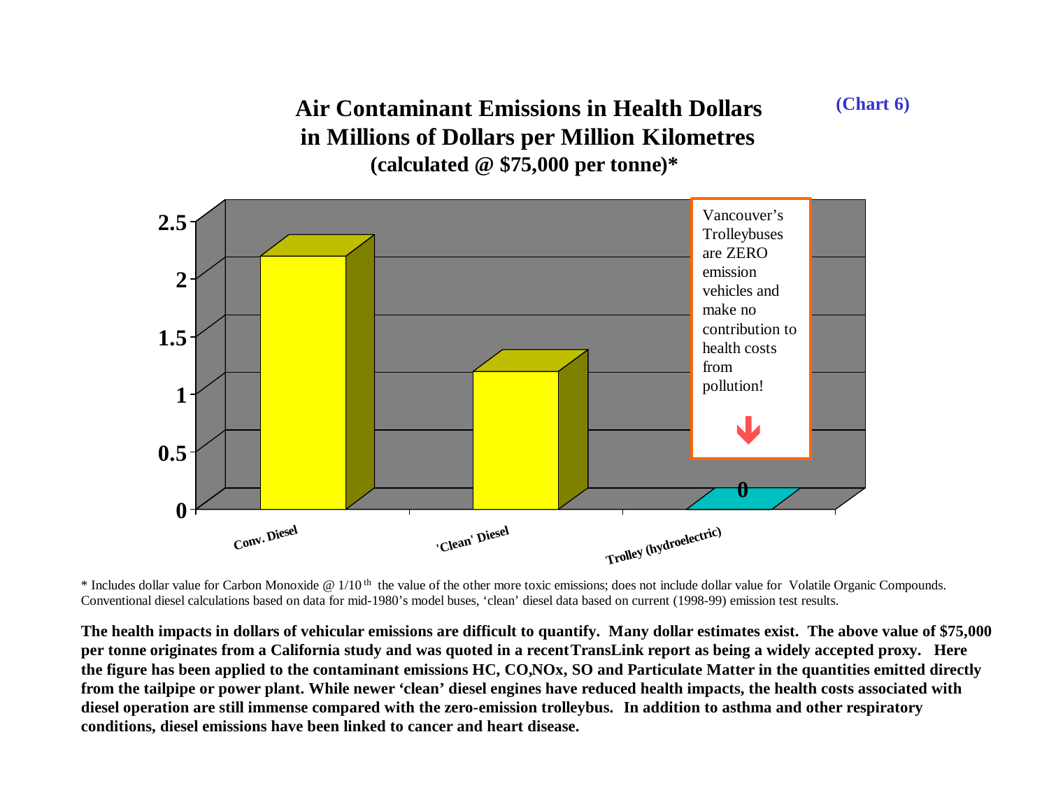(Chart 6)

## Air Contaminant Emissions in Health Dollars in Millions of Dollars per Million Kilometres

**(calculated @ $75,000 per tonne)***

| | Conv. Diesel | 'Clean' Diesel | Trolley (hydroelectric) |
|---|---|---|---|
| Health dollars (millions per million km) | ~2.2 | ~1.2 | 0 |

Vancouver's Trolleybuses are ZERO emission vehicles and make no contribution to health costs from pollution!

* Includes dollar value for Carbon Monoxide @ 1/10[th] the value of the other more toxic emissions; does not include dollar value for Volatile Organic Compounds. Conventional diesel calculations based on data for mid-1980's model buses, 'clean' diesel data based on current (1998-99) emission test results.

**The health impacts in dollars of vehicular emissions are difficult to quantify. Many dollar estimates exist. The above value of $75,000 per tonne originates from a California study and was quoted in a recent TransLink report as being a widely accepted proxy. Here the figure has been applied to the contaminant emissions HC, CO, NOx, SO and Particulate Matter in the quantities emitted directly from the tailpipe or power plant. While newer 'clean' diesel engines have reduced health impacts, the health costs associated with diesel operation are still immense compared with the zero-emission trolleybus. In addition to asthma and other respiratory conditions, diesel emissions have been linked to cancer and heart disease.**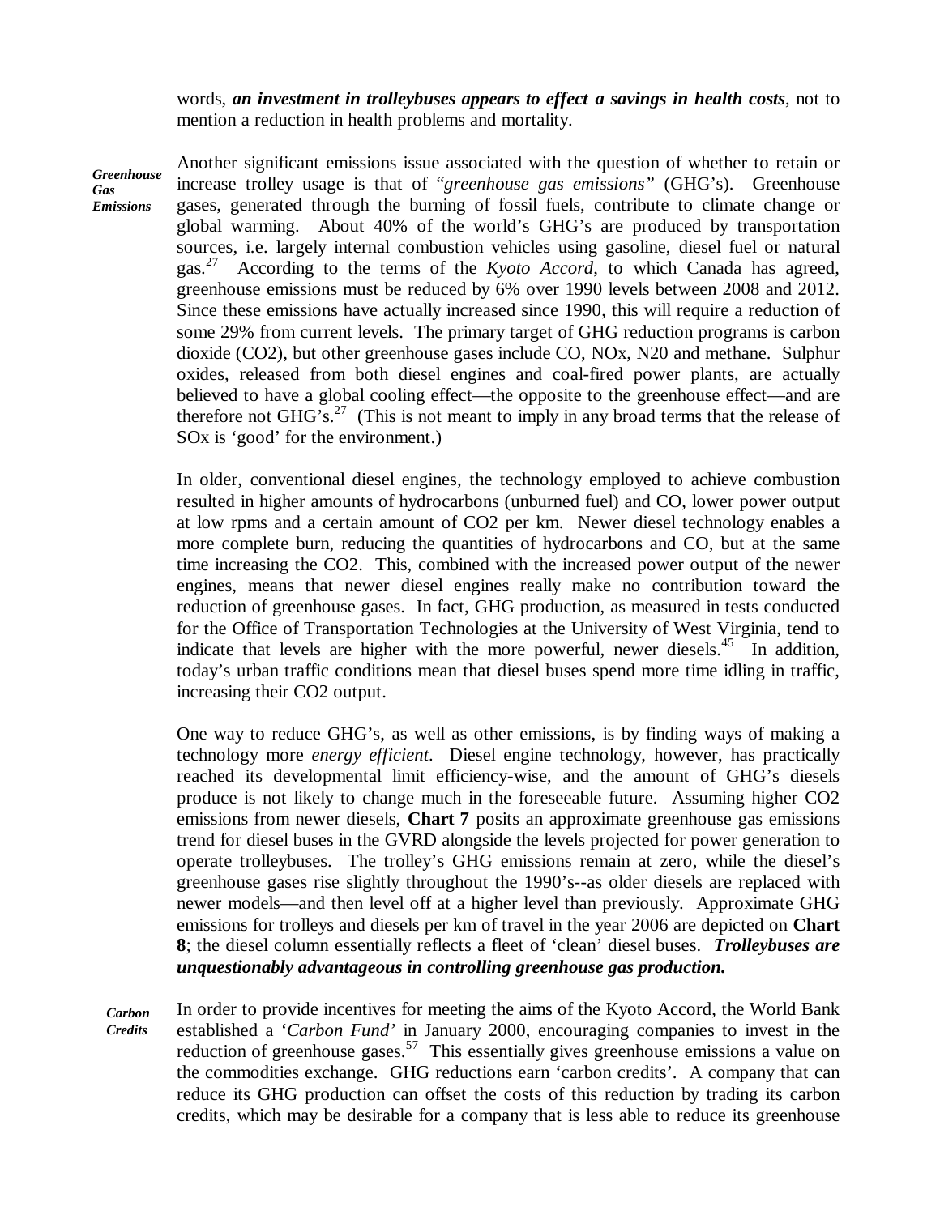words, ***an investment in trolleybuses appears to effect a savings in health costs***, not to mention a reduction in health problems and mortality.

***Greenhouse Gas Emissions***

Another significant emissions issue associated with the question of whether to retain or increase trolley usage is that of "*greenhouse gas emissions"* (GHG's). Greenhouse gases, generated through the burning of fossil fuels, contribute to climate change or global warming. About 40% of the world's GHG's are produced by transportation sources, i.e. largely internal combustion vehicles using gasoline, diesel fuel or natural gas.[27] According to the terms of the *Kyoto Accord*, to which Canada has agreed, greenhouse emissions must be reduced by 6% over 1990 levels between 2008 and 2012. Since these emissions have actually increased since 1990, this will require a reduction of some 29% from current levels. The primary target of GHG reduction programs is carbon dioxide (CO2), but other greenhouse gases include CO, NOx, N20 and methane. Sulphur oxides, released from both diesel engines and coal-fired power plants, are actually believed to have a global cooling effect—the opposite to the greenhouse effect—and are therefore not GHG's.[27] (This is not meant to imply in any broad terms that the release of SOx is 'good' for the environment.)

In older, conventional diesel engines, the technology employed to achieve combustion resulted in higher amounts of hydrocarbons (unburned fuel) and CO, lower power output at low rpms and a certain amount of CO2 per km. Newer diesel technology enables a more complete burn, reducing the quantities of hydrocarbons and CO, but at the same time increasing the CO2. This, combined with the increased power output of the newer engines, means that newer diesel engines really make no contribution toward the reduction of greenhouse gases. In fact, GHG production, as measured in tests conducted for the Office of Transportation Technologies at the University of West Virginia, tend to indicate that levels are higher with the more powerful, newer diesels.[45] In addition, today's urban traffic conditions mean that diesel buses spend more time idling in traffic, increasing their CO2 output.

One way to reduce GHG's, as well as other emissions, is by finding ways of making a technology more *energy efficient*. Diesel engine technology, however, has practically reached its developmental limit efficiency-wise, and the amount of GHG's diesels produce is not likely to change much in the foreseeable future. Assuming higher CO2 emissions from newer diesels, **Chart 7** posits an approximate greenhouse gas emissions trend for diesel buses in the GVRD alongside the levels projected for power generation to operate trolleybuses. The trolley's GHG emissions remain at zero, while the diesel's greenhouse gases rise slightly throughout the 1990's--as older diesels are replaced with newer models—and then level off at a higher level than previously. Approximate GHG emissions for trolleys and diesels per km of travel in the year 2006 are depicted on **Chart 8**; the diesel column essentially reflects a fleet of 'clean' diesel buses. ***Trolleybuses are unquestionably advantageous in controlling greenhouse gas production.***

***Carbon Credits***

In order to provide incentives for meeting the aims of the Kyoto Accord, the World Bank established a '*Carbon Fund'* in January 2000, encouraging companies to invest in the reduction of greenhouse gases.[57] This essentially gives greenhouse emissions a value on the commodities exchange. GHG reductions earn 'carbon credits'. A company that can reduce its GHG production can offset the costs of this reduction by trading its carbon credits, which may be desirable for a company that is less able to reduce its greenhouse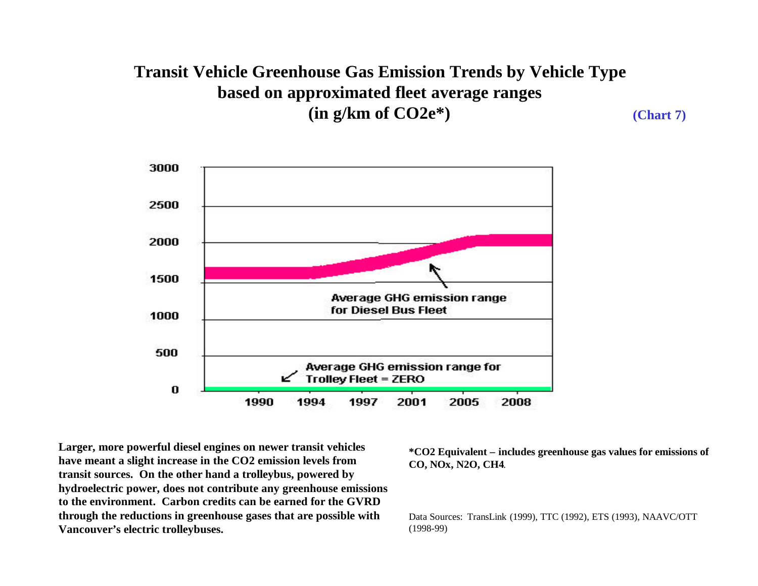# Transit Vehicle Greenhouse Gas Emission Trends by Vehicle Type based on approximated fleet average ranges (in g/km of CO2e*)

**(Chart 7)**

3000

2500

2000

1500

1000

500

0

Average GHG emission range for Diesel Bus Fleet

Average GHG emission range for Trolley Fleet = ZERO

1990 1994 1997 2001 2005 2008

**Larger, more powerful diesel engines on newer transit vehicles have meant a slight increase in the $CO_2$ emission levels from transit sources. On the other hand a trolleybus, powered by hydroelectric power, does not contribute any greenhouse emissions to the environment. Carbon credits can be earned for the GVRD through the reductions in greenhouse gases that are possible with Vancouver's electric trolleybuses.**

**\*$CO_2$ Equivalent – includes greenhouse gas values for emissions of CO, $NO_x$, $N_2O$, $CH_4$.**

Data Sources: TransLink (1999), TTC (1992), ETS (1993), NAAVC/OTT (1998-99)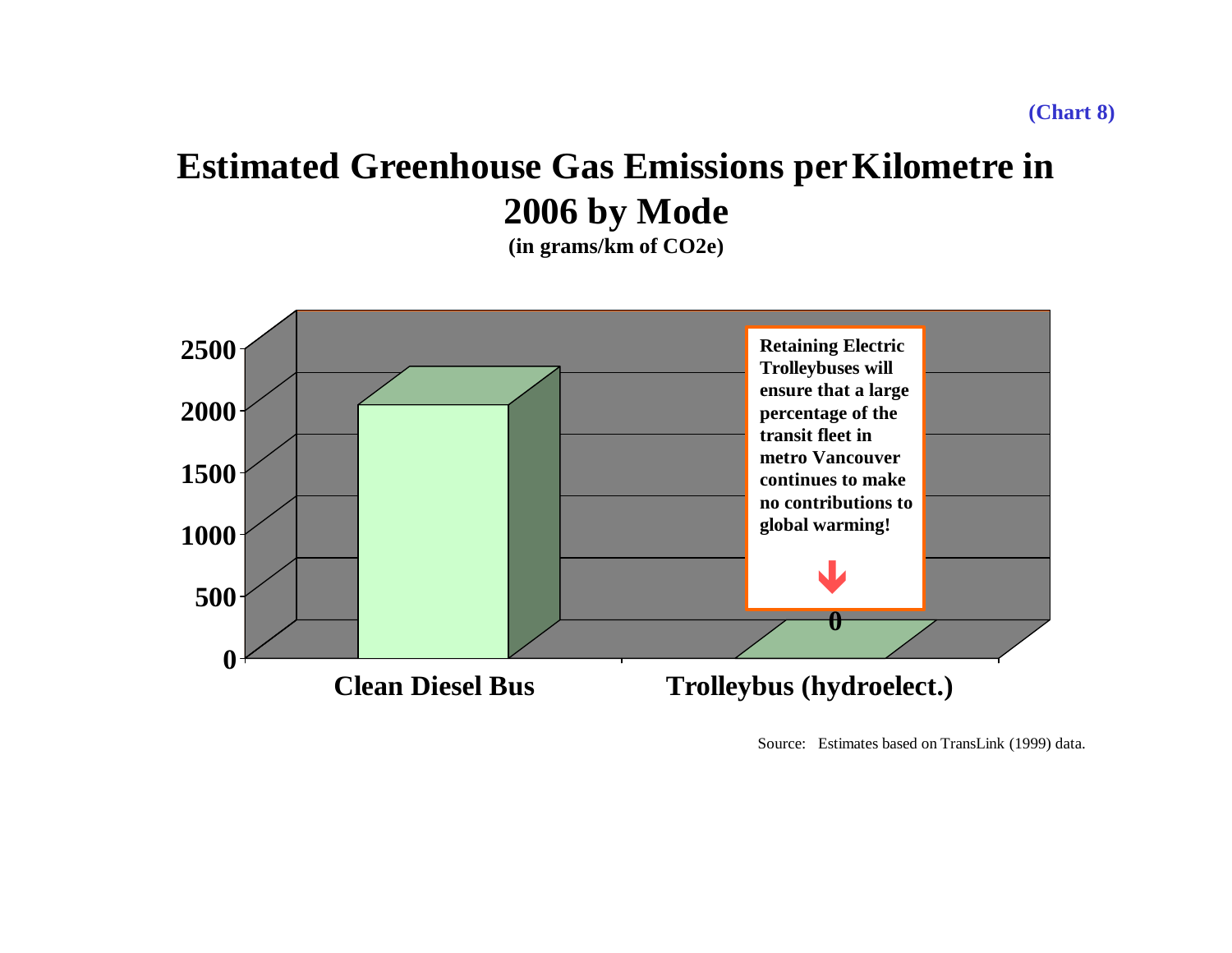(Chart 8)

# Estimated Greenhouse Gas Emissions per Kilometre in 2006 by Mode

**(in grams/km of $CO_2e$)**

| Mode | Emissions (grams/km of $CO_2e$) |
| --- | --- |
| Clean Diesel Bus | ~2000 |
| Trolleybus (hydroelect.) | 0 |

**Retaining Electric Trolleybuses will ensure that a large percentage of the transit fleet in metro Vancouver continues to make no contributions to global warming!**

Source: Estimates based on TransLink (1999) data.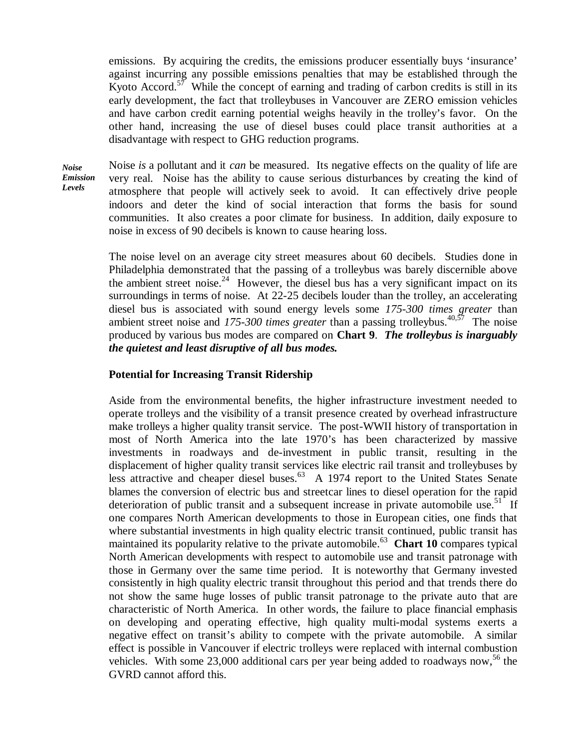emissions. By acquiring the credits, the emissions producer essentially buys 'insurance' against incurring any possible emissions penalties that may be established through the Kyoto Accord.[57] While the concept of earning and trading of carbon credits is still in its early development, the fact that trolleybuses in Vancouver are ZERO emission vehicles and have carbon credit earning potential weighs heavily in the trolley's favor. On the other hand, increasing the use of diesel buses could place transit authorities at a disadvantage with respect to GHG reduction programs.

***Noise Emission Levels***

Noise *is* a pollutant and it *can* be measured. Its negative effects on the quality of life are very real. Noise has the ability to cause serious disturbances by creating the kind of atmosphere that people will actively seek to avoid. It can effectively drive people indoors and deter the kind of social interaction that forms the basis for sound communities. It also creates a poor climate for business. In addition, daily exposure to noise in excess of 90 decibels is known to cause hearing loss.

The noise level on an average city street measures about 60 decibels. Studies done in Philadelphia demonstrated that the passing of a trolleybus was barely discernible above the ambient street noise.[24] However, the diesel bus has a very significant impact on its surroundings in terms of noise. At 22-25 decibels louder than the trolley, an accelerating diesel bus is associated with sound energy levels some *175-300 times greater* than ambient street noise and *175-300 times greater* than a passing trolleybus.[40,57] The noise produced by various bus modes are compared on **Chart 9**. ***The trolleybus is inarguably the quietest and least disruptive of all bus modes.***

**Potential for Increasing Transit Ridership**

Aside from the environmental benefits, the higher infrastructure investment needed to operate trolleys and the visibility of a transit presence created by overhead infrastructure make trolleys a higher quality transit service. The post-WWII history of transportation in most of North America into the late 1970's has been characterized by massive investments in roadways and de-investment in public transit, resulting in the displacement of higher quality transit services like electric rail transit and trolleybuses by less attractive and cheaper diesel buses.[63] A 1974 report to the United States Senate blames the conversion of electric bus and streetcar lines to diesel operation for the rapid deterioration of public transit and a subsequent increase in private automobile use.[51] If one compares North American developments to those in European cities, one finds that where substantial investments in high quality electric transit continued, public transit has maintained its popularity relative to the private automobile.[63] **Chart 10** compares typical North American developments with respect to automobile use and transit patronage with those in Germany over the same time period. It is noteworthy that Germany invested consistently in high quality electric transit throughout this period and that trends there do not show the same huge losses of public transit patronage to the private auto that are characteristic of North America. In other words, the failure to place financial emphasis on developing and operating effective, high quality multi-modal systems exerts a negative effect on transit's ability to compete with the private automobile. A similar effect is possible in Vancouver if electric trolleys were replaced with internal combustion vehicles. With some 23,000 additional cars per year being added to roadways now,[56] the GVRD cannot afford this.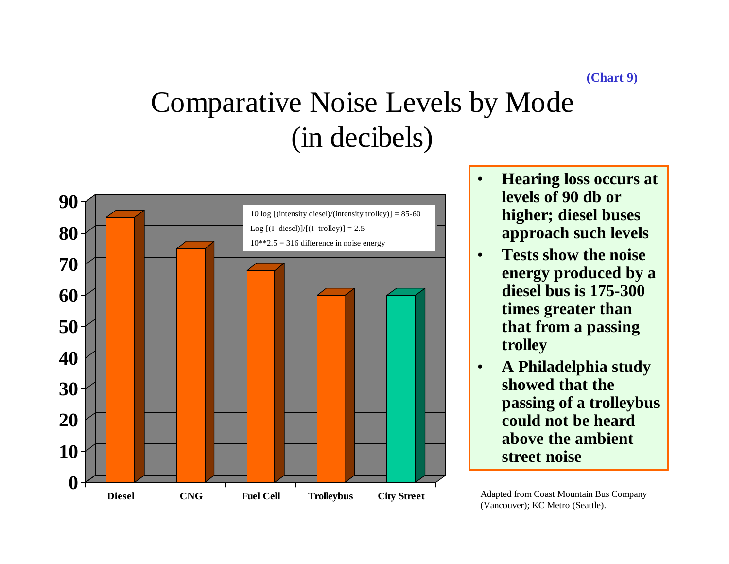(Chart 9)

# Comparative Noise Levels by Mode (in decibels)

| Mode | Noise Level (dB) |
|---|---|
| Diesel | 85 |
| CNG | 75 |
| Fuel Cell | 68 |
| Trolleybus | 60 |
| City Street | 60 |

10 log [(intensity diesel)/(intensity trolley)] = 85-60

Log [(I diesel)]/[(I trolley)] = 2.5

10**2.5 = 316 difference in noise energy

- **Hearing loss occurs at levels of 90 db or higher; diesel buses approach such levels**
- **Tests show the noise energy produced by a diesel bus is 175-300 times greater than that from a passing trolley**
- **A Philadelphia study showed that the passing of a trolleybus could not be heard above the ambient street noise**

Adapted from Coast Mountain Bus Company (Vancouver); KC Metro (Seattle).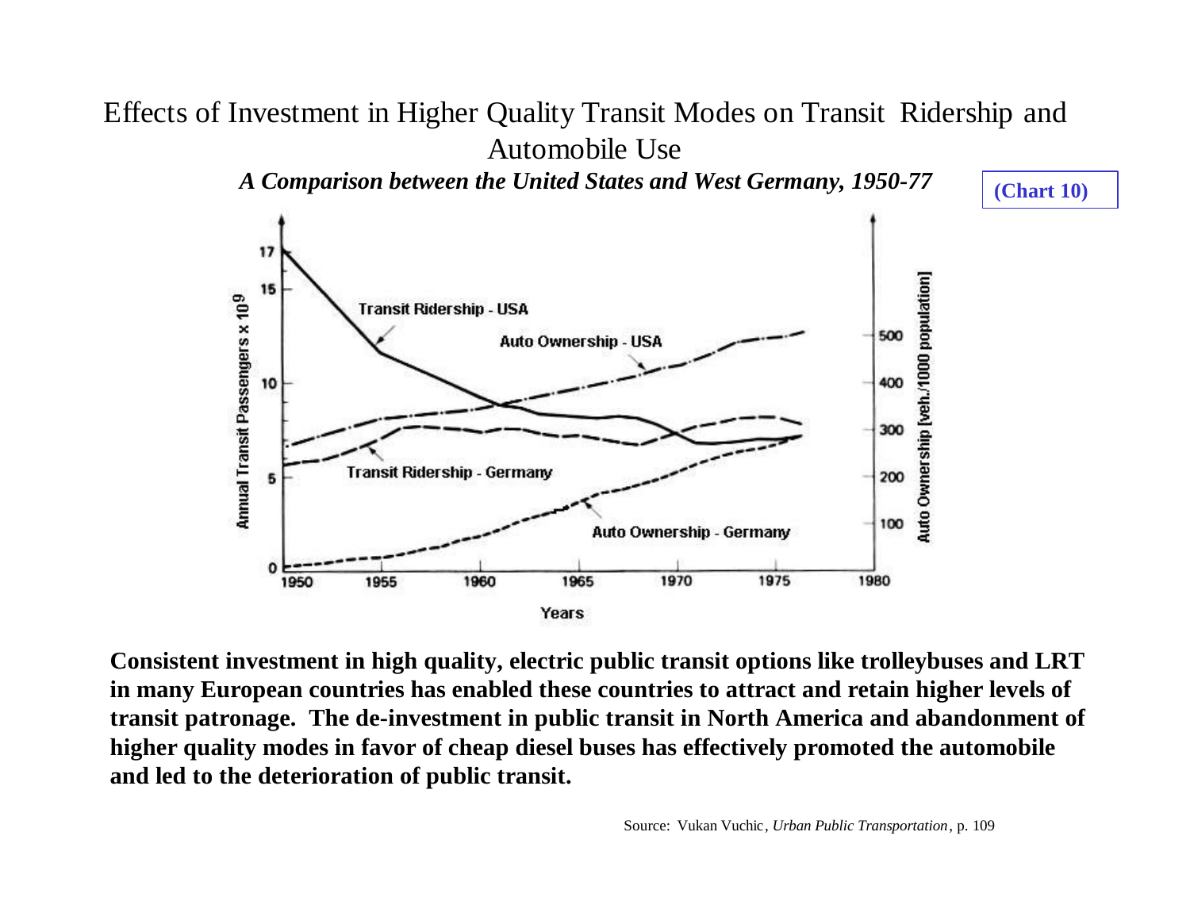# Effects of Investment in Higher Quality Transit Modes on Transit Ridership and Automobile Use

***A Comparison between the United States and West Germany, 1950-77***

**(Chart 10)**

**Consistent investment in high quality, electric public transit options like trolleybuses and LRT in many European countries has enabled these countries to attract and retain higher levels of transit patronage. The de-investment in public transit in North America and abandonment of higher quality modes in favor of cheap diesel buses has effectively promoted the automobile and led to the deterioration of public transit.**

Source: Vukan Vuchic, *Urban Public Transportation*, p. 109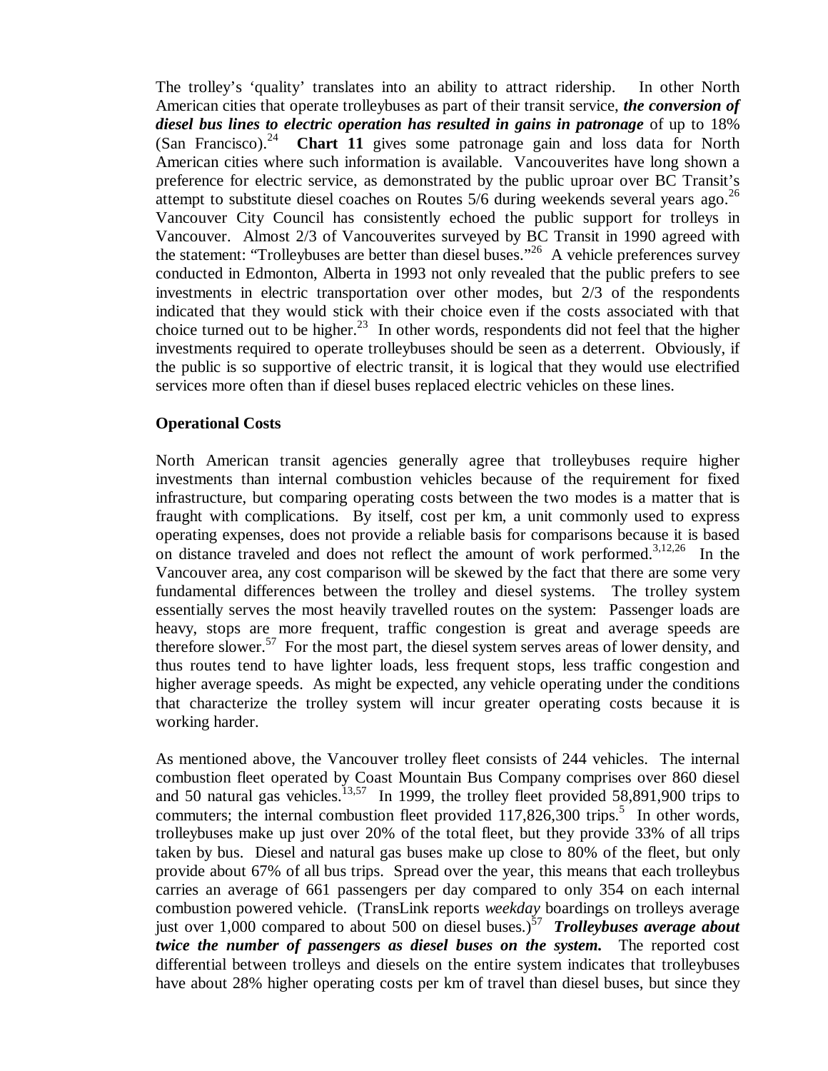The trolley's 'quality' translates into an ability to attract ridership. In other North American cities that operate trolleybuses as part of their transit service, ***the conversion of diesel bus lines to electric operation has resulted in gains in patronage*** of up to 18% (San Francisco).[24] **Chart 11** gives some patronage gain and loss data for North American cities where such information is available. Vancouverites have long shown a preference for electric service, as demonstrated by the public uproar over BC Transit's attempt to substitute diesel coaches on Routes 5/6 during weekends several years ago.[26] Vancouver City Council has consistently echoed the public support for trolleys in Vancouver. Almost 2/3 of Vancouverites surveyed by BC Transit in 1990 agreed with the statement: "Trolleybuses are better than diesel buses."[26] A vehicle preferences survey conducted in Edmonton, Alberta in 1993 not only revealed that the public prefers to see investments in electric transportation over other modes, but 2/3 of the respondents indicated that they would stick with their choice even if the costs associated with that choice turned out to be higher.[23] In other words, respondents did not feel that the higher investments required to operate trolleybuses should be seen as a deterrent. Obviously, if the public is so supportive of electric transit, it is logical that they would use electrified services more often than if diesel buses replaced electric vehicles on these lines.

**Operational Costs**

North American transit agencies generally agree that trolleybuses require higher investments than internal combustion vehicles because of the requirement for fixed infrastructure, but comparing operating costs between the two modes is a matter that is fraught with complications. By itself, cost per km, a unit commonly used to express operating expenses, does not provide a reliable basis for comparisons because it is based on distance traveled and does not reflect the amount of work performed.[3,12,26] In the Vancouver area, any cost comparison will be skewed by the fact that there are some very fundamental differences between the trolley and diesel systems. The trolley system essentially serves the most heavily travelled routes on the system: Passenger loads are heavy, stops are more frequent, traffic congestion is great and average speeds are therefore slower.[57] For the most part, the diesel system serves areas of lower density, and thus routes tend to have lighter loads, less frequent stops, less traffic congestion and higher average speeds. As might be expected, any vehicle operating under the conditions that characterize the trolley system will incur greater operating costs because it is working harder.

As mentioned above, the Vancouver trolley fleet consists of 244 vehicles. The internal combustion fleet operated by Coast Mountain Bus Company comprises over 860 diesel and 50 natural gas vehicles.[13,57] In 1999, the trolley fleet provided 58,891,900 trips to commuters; the internal combustion fleet provided 117,826,300 trips.[5] In other words, trolleybuses make up just over 20% of the total fleet, but they provide 33% of all trips taken by bus. Diesel and natural gas buses make up close to 80% of the fleet, but only provide about 67% of all bus trips. Spread over the year, this means that each trolleybus carries an average of 661 passengers per day compared to only 354 on each internal combustion powered vehicle. (TransLink reports *weekday* boardings on trolleys average just over 1,000 compared to about 500 on diesel buses.)[57] ***Trolleybuses average about twice the number of passengers as diesel buses on the system.*** The reported cost differential between trolleys and diesels on the entire system indicates that trolleybuses have about 28% higher operating costs per km of travel than diesel buses, but since they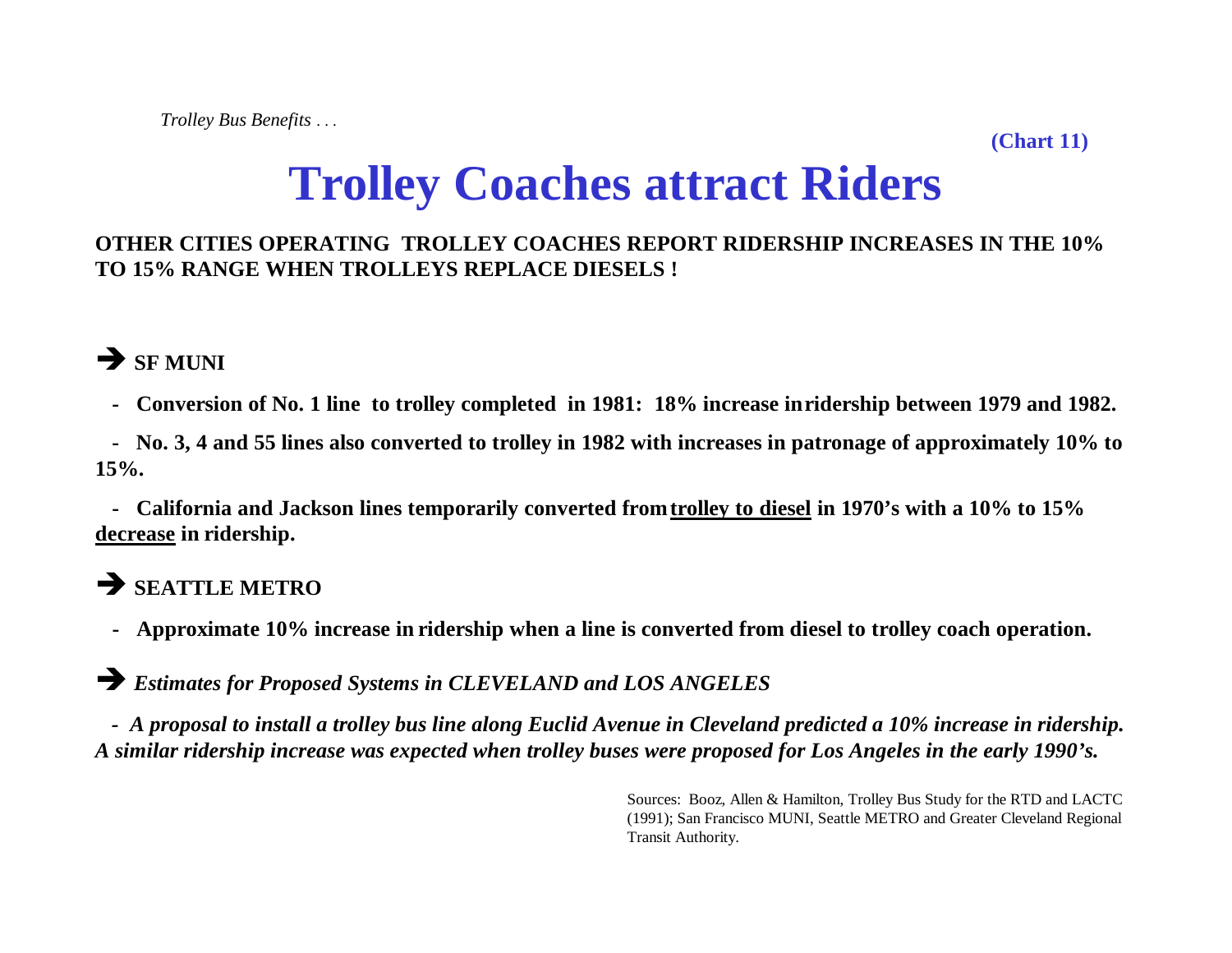*Trolley Bus Benefits . . .*

**(Chart 11)**

# Trolley Coaches attract Riders

**OTHER CITIES OPERATING TROLLEY COACHES REPORT RIDERSHIP INCREASES IN THE 10% TO 15% RANGE WHEN TROLLEYS REPLACE DIESELS !**

## ➔ SF MUNI

- **Conversion of No. 1 line to trolley completed in 1981: 18% increase in ridership between 1979 and 1982.**
- **No. 3, 4 and 55 lines also converted to trolley in 1982 with increases in patronage of approximately 10% to 15%.**
- **California and Jackson lines temporarily converted from <u>trolley to diesel</u> in 1970's with a 10% to 15% <u>decrease</u> in ridership.**

## ➔ SEATTLE METRO

- **Approximate 10% increase in ridership when a line is converted from diesel to trolley coach operation.**

## ➔ *Estimates for Proposed Systems in CLEVELAND and LOS ANGELES*

***- A proposal to install a trolley bus line along Euclid Avenue in Cleveland predicted a 10% increase in ridership. A similar ridership increase was expected when trolley buses were proposed for Los Angeles in the early 1990's.***

Sources: Booz, Allen & Hamilton, Trolley Bus Study for the RTD and LACTC (1991); San Francisco MUNI, Seattle METRO and Greater Cleveland Regional Transit Authority.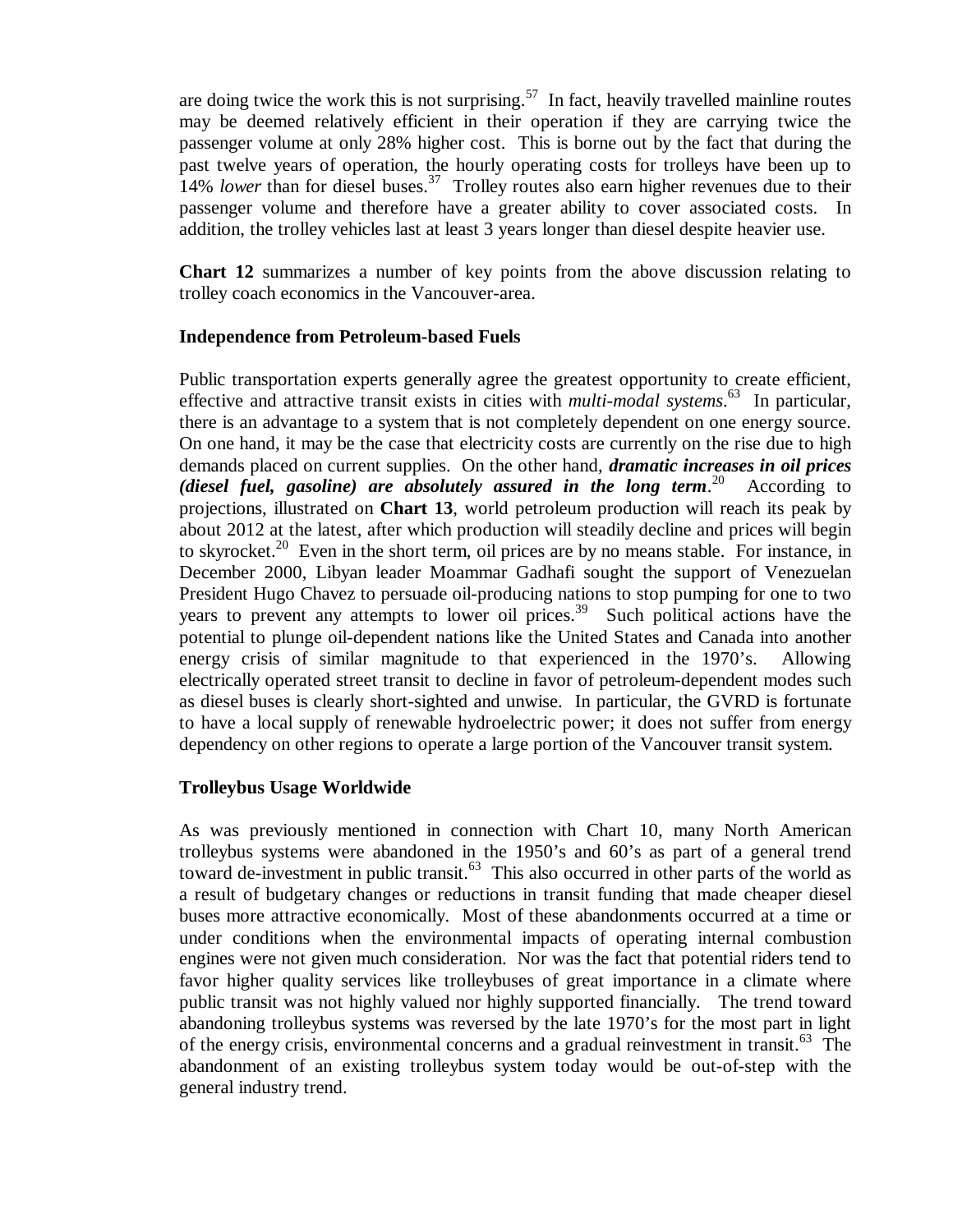are doing twice the work this is not surprising.[57] In fact, heavily travelled mainline routes may be deemed relatively efficient in their operation if they are carrying twice the passenger volume at only 28% higher cost. This is borne out by the fact that during the past twelve years of operation, the hourly operating costs for trolleys have been up to 14% *lower* than for diesel buses.[37] Trolley routes also earn higher revenues due to their passenger volume and therefore have a greater ability to cover associated costs. In addition, the trolley vehicles last at least 3 years longer than diesel despite heavier use.

**Chart 12** summarizes a number of key points from the above discussion relating to trolley coach economics in the Vancouver-area.

**Independence from Petroleum-based Fuels**

Public transportation experts generally agree the greatest opportunity to create efficient, effective and attractive transit exists in cities with *multi-modal systems*.[63] In particular, there is an advantage to a system that is not completely dependent on one energy source. On one hand, it may be the case that electricity costs are currently on the rise due to high demands placed on current supplies. On the other hand, ***dramatic increases in oil prices (diesel fuel, gasoline) are absolutely assured in the long term***.[20] According to projections, illustrated on **Chart 13**, world petroleum production will reach its peak by about 2012 at the latest, after which production will steadily decline and prices will begin to skyrocket.[20] Even in the short term, oil prices are by no means stable. For instance, in December 2000, Libyan leader Moammar Gadhafi sought the support of Venezuelan President Hugo Chavez to persuade oil-producing nations to stop pumping for one to two years to prevent any attempts to lower oil prices.[39] Such political actions have the potential to plunge oil-dependent nations like the United States and Canada into another energy crisis of similar magnitude to that experienced in the 1970's. Allowing electrically operated street transit to decline in favor of petroleum-dependent modes such as diesel buses is clearly short-sighted and unwise. In particular, the GVRD is fortunate to have a local supply of renewable hydroelectric power; it does not suffer from energy dependency on other regions to operate a large portion of the Vancouver transit system.

**Trolleybus Usage Worldwide**

As was previously mentioned in connection with Chart 10, many North American trolleybus systems were abandoned in the 1950's and 60's as part of a general trend toward de-investment in public transit.[63] This also occurred in other parts of the world as a result of budgetary changes or reductions in transit funding that made cheaper diesel buses more attractive economically. Most of these abandonments occurred at a time or under conditions when the environmental impacts of operating internal combustion engines were not given much consideration. Nor was the fact that potential riders tend to favor higher quality services like trolleybuses of great importance in a climate where public transit was not highly valued nor highly supported financially. The trend toward abandoning trolleybus systems was reversed by the late 1970's for the most part in light of the energy crisis, environmental concerns and a gradual reinvestment in transit.[63] The abandonment of an existing trolleybus system today would be out-of-step with the general industry trend.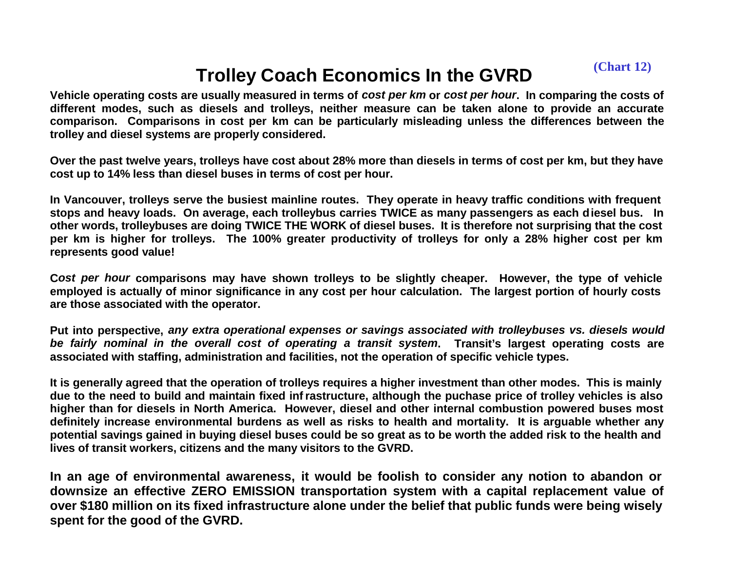# Trolley Coach Economics In the GVRD

**(Chart 12)**

**Vehicle operating costs are usually measured in terms of *cost per km* or *cost per hour*. In comparing the costs of different modes, such as diesels and trolleys, neither measure can be taken alone to provide an accurate comparison. Comparisons in cost per km can be particularly misleading unless the differences between the trolley and diesel systems are properly considered.**

**Over the past twelve years, trolleys have cost about 28% more than diesels in terms of cost per km, but they have cost up to 14% less than diesel buses in terms of cost per hour.**

**In Vancouver, trolleys serve the busiest mainline routes. They operate in heavy traffic conditions with frequent stops and heavy loads. On average, each trolleybus carries TWICE as many passengers as each diesel bus. In other words, trolleybuses are doing TWICE THE WORK of diesel buses. It is therefore not surprising that the cost per km is higher for trolleys. The 100% greater productivity of trolleys for only a 28% higher cost per km represents good value!**

**C*ost per hour* comparisons may have shown trolleys to be slightly cheaper. However, the type of vehicle employed is actually of minor significance in any cost per hour calculation. The largest portion of hourly costs are those associated with the operator.**

**Put into perspective, *any extra operational expenses or savings associated with trolleybuses vs. diesels would be fairly nominal in the overall cost of operating a transit system*. Transit's largest operating costs are associated with staffing, administration and facilities, not the operation of specific vehicle types.**

**It is generally agreed that the operation of trolleys requires a higher investment than other modes. This is mainly due to the need to build and maintain fixed infrastructure, although the puchase price of trolley vehicles is also higher than for diesels in North America. However, diesel and other internal combustion powered buses most definitely increase environmental burdens as well as risks to health and mortality. It is arguable whether any potential savings gained in buying diesel buses could be so great as to be worth the added risk to the health and lives of transit workers, citizens and the many visitors to the GVRD.**

**In an age of environmental awareness, it would be foolish to consider any notion to abandon or downsize an effective ZERO EMISSION transportation system with a capital replacement value of over $180 million on its fixed infrastructure alone under the belief that public funds were being wisely spent for the good of the GVRD.**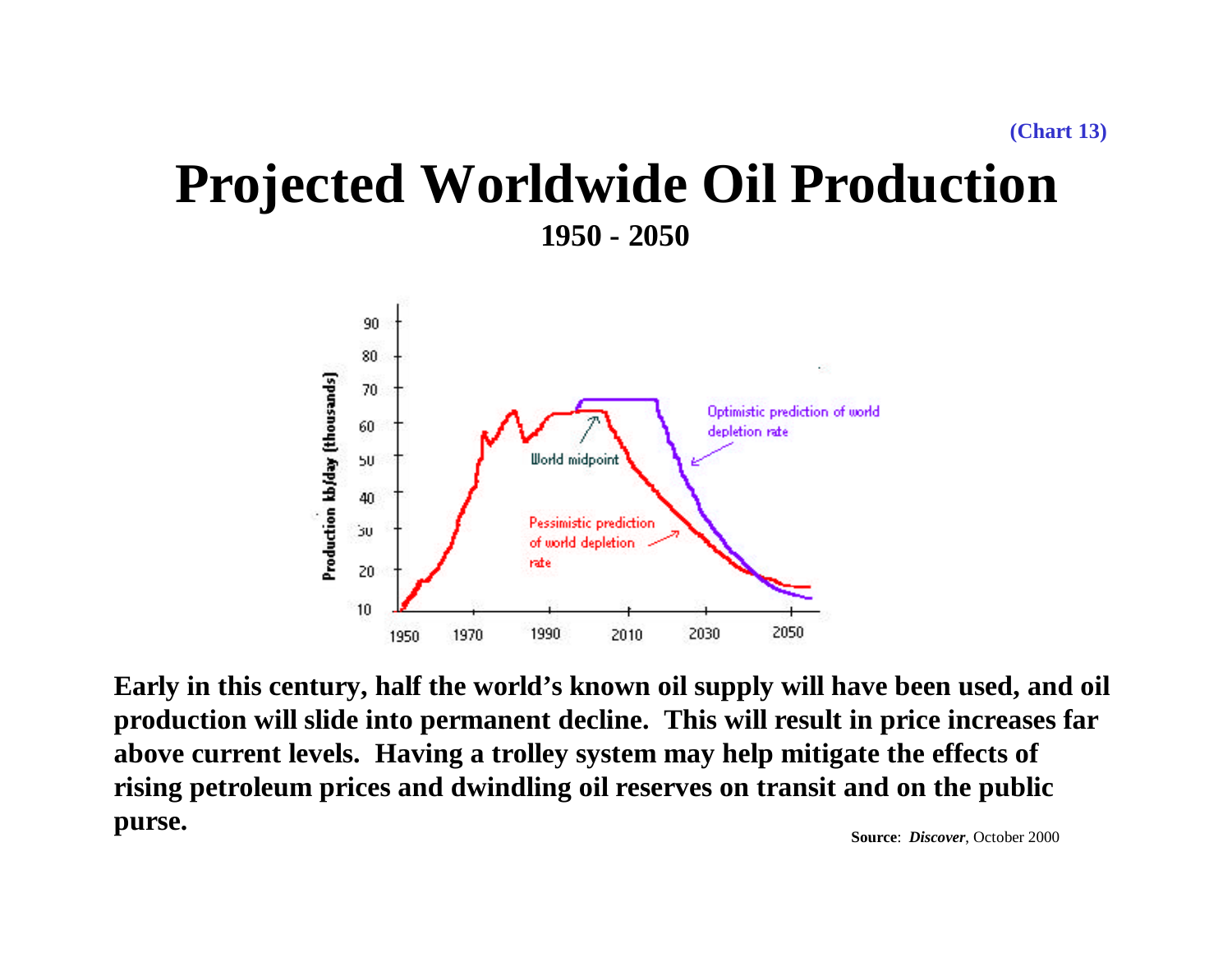(Chart 13)

# Projected Worldwide Oil Production

**1950 - 2050**

**Early in this century, half the world's known oil supply will have been used, and oil production will slide into permanent decline. This will result in price increases far above current levels. Having a trolley system may help mitigate the effects of rising petroleum prices and dwindling oil reserves on transit and on the public purse.**

**Source**: ***Discover***, October 2000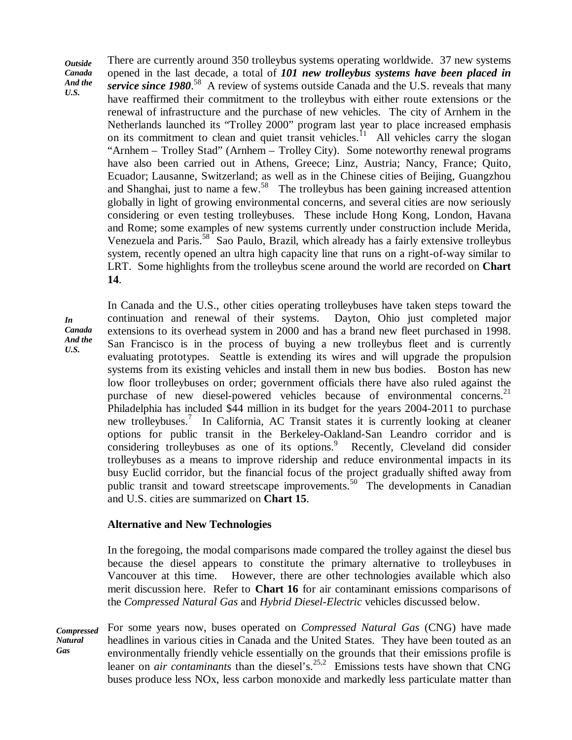*Outside Canada And the U.S.*

There are currently around 350 trolleybus systems operating worldwide. 37 new systems opened in the last decade, a total of ***101 new trolleybus systems have been placed in service since 1980***.[58] A review of systems outside Canada and the U.S. reveals that many have reaffirmed their commitment to the trolleybus with either route extensions or the renewal of infrastructure and the purchase of new vehicles. The city of Arnhem in the Netherlands launched its "Trolley 2000" program last year to place increased emphasis on its commitment to clean and quiet transit vehicles.[11] All vehicles carry the slogan "Arnhem – Trolley Stad" (Arnhem – Trolley City). Some noteworthy renewal programs have also been carried out in Athens, Greece; Linz, Austria; Nancy, France; Quito, Ecuador; Lausanne, Switzerland; as well as in the Chinese cities of Beijing, Guangzhou and Shanghai, just to name a few.[58] The trolleybus has been gaining increased attention globally in light of growing environmental concerns, and several cities are now seriously considering or even testing trolleybuses. These include Hong Kong, London, Havana and Rome; some examples of new systems currently under construction include Merida, Venezuela and Paris.[58] Sao Paulo, Brazil, which already has a fairly extensive trolleybus system, recently opened an ultra high capacity line that runs on a right-of-way similar to LRT. Some highlights from the trolleybus scene around the world are recorded on **Chart 14**.

*In Canada And the U.S.*

In Canada and the U.S., other cities operating trolleybuses have taken steps toward the continuation and renewal of their systems. Dayton, Ohio just completed major extensions to its overhead system in 2000 and has a brand new fleet purchased in 1998. San Francisco is in the process of buying a new trolleybus fleet and is currently evaluating prototypes. Seattle is extending its wires and will upgrade the propulsion systems from its existing vehicles and install them in new bus bodies. Boston has new low floor trolleybuses on order; government officials there have also ruled against the purchase of new diesel-powered vehicles because of environmental concerns.[21] Philadelphia has included $44 million in its budget for the years 2004-2011 to purchase new trolleybuses.[7] In California, AC Transit states it is currently looking at cleaner options for public transit in the Berkeley-Oakland-San Leandro corridor and is considering trolleybuses as one of its options.[9] Recently, Cleveland did consider trolleybuses as a means to improve ridership and reduce environmental impacts in its busy Euclid corridor, but the financial focus of the project gradually shifted away from public transit and toward streetscape improvements.[50] The developments in Canadian and U.S. cities are summarized on **Chart 15**.

### Alternative and New Technologies

In the foregoing, the modal comparisons made compared the trolley against the diesel bus because the diesel appears to constitute the primary alternative to trolleybuses in Vancouver at this time. However, there are other technologies available which also merit discussion here. Refer to **Chart 16** for air contaminant emissions comparisons of the *Compressed Natural Gas* and *Hybrid Diesel-Electric* vehicles discussed below.

*Compressed Natural Gas*

For some years now, buses operated on *Compressed Natural Gas* (CNG) have made headlines in various cities in Canada and the United States. They have been touted as an environmentally friendly vehicle essentially on the grounds that their emissions profile is leaner on *air contaminants* than the diesel's.[25,2] Emissions tests have shown that CNG buses produce less NOx, less carbon monoxide and markedly less particulate matter than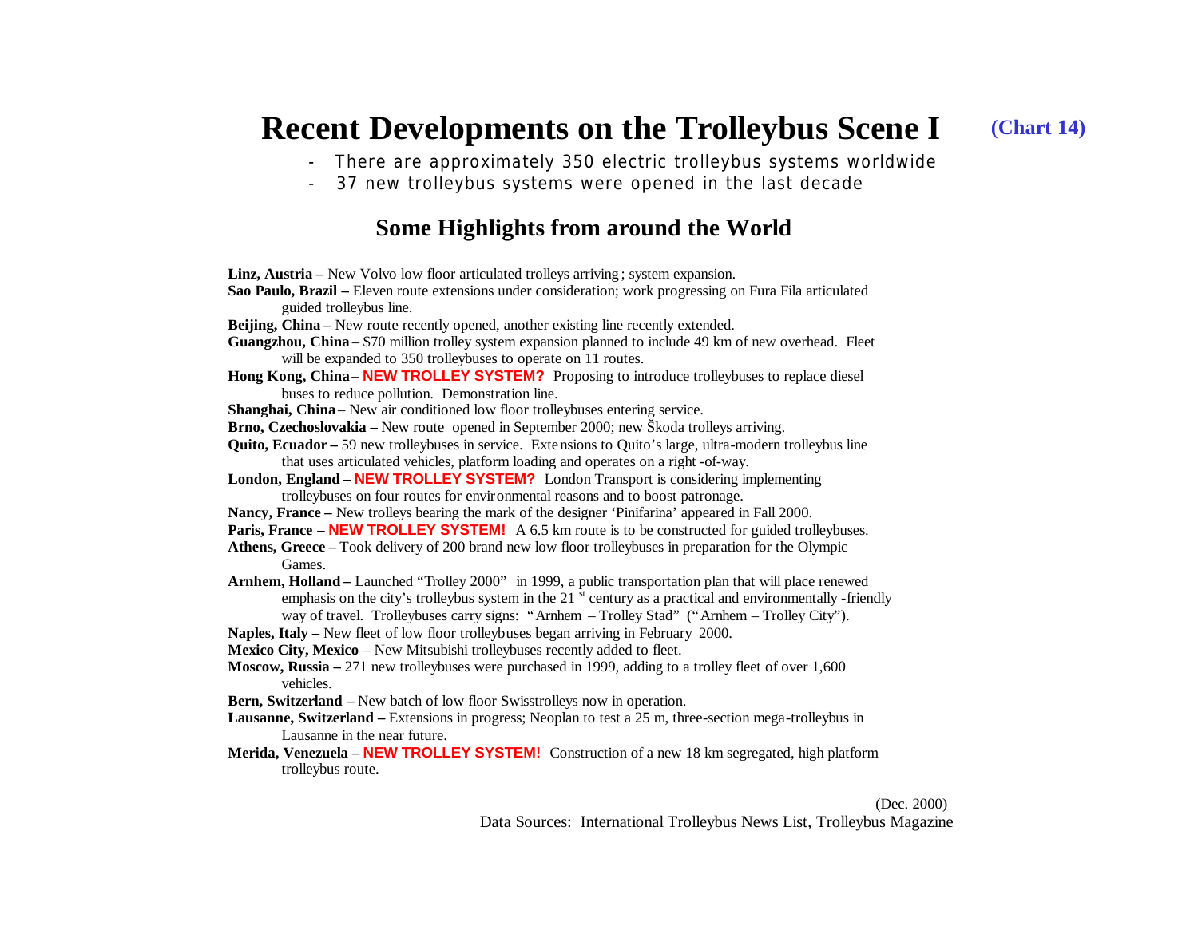# Recent Developments on the Trolleybus Scene I

**(Chart 14)**

- There are approximately 350 electric trolleybus systems worldwide
- 37 new trolleybus systems were opened in the last decade

## Some Highlights from around the World

**Linz, Austria –** New Volvo low floor articulated trolleys arriving; system expansion.

**Sao Paulo, Brazil –** Eleven route extensions under consideration; work progressing on Fura Fila articulated guided trolleybus line.

**Beijing, China –** New route recently opened, another existing line recently extended.

**Guangzhou, China** – $70 million trolley system expansion planned to include 49 km of new overhead. Fleet will be expanded to 350 trolleybuses to operate on 11 routes.

**Hong Kong, China** – **NEW TROLLEY SYSTEM?** Proposing to introduce trolleybuses to replace diesel buses to reduce pollution. Demonstration line.

**Shanghai, China** – New air conditioned low floor trolleybuses entering service.

**Brno, Czechoslovakia –** New route opened in September 2000; new Škoda trolleys arriving.

**Quito, Ecuador –** 59 new trolleybuses in service. Extensions to Quito's large, ultra-modern trolleybus line that uses articulated vehicles, platform loading and operates on a right-of-way.

**London, England – NEW TROLLEY SYSTEM?** London Transport is considering implementing trolleybuses on four routes for environmental reasons and to boost patronage.

**Nancy, France –** New trolleys bearing the mark of the designer 'Pinifarina' appeared in Fall 2000.

**Paris, France – NEW TROLLEY SYSTEM!** A 6.5 km route is to be constructed for guided trolleybuses.

**Athens, Greece –** Took delivery of 200 brand new low floor trolleybuses in preparation for the Olympic Games.

**Arnhem, Holland –** Launched "Trolley 2000" in 1999, a public transportation plan that will place renewed emphasis on the city's trolleybus system in the 21st century as a practical and environmentally-friendly way of travel. Trolleybuses carry signs: "Arnhem – Trolley Stad" ("Arnhem – Trolley City").

**Naples, Italy –** New fleet of low floor trolleybuses began arriving in February 2000.

**Mexico City, Mexico** – New Mitsubishi trolleybuses recently added to fleet.

**Moscow, Russia –** 271 new trolleybuses were purchased in 1999, adding to a trolley fleet of over 1,600 vehicles.

**Bern, Switzerland –** New batch of low floor Swisstrolleys now in operation.

**Lausanne, Switzerland –** Extensions in progress; Neoplan to test a 25 m, three-section mega-trolleybus in Lausanne in the near future.

**Merida, Venezuela – NEW TROLLEY SYSTEM!** Construction of a new 18 km segregated, high platform trolleybus route.

(Dec. 2000)

Data Sources: International Trolleybus News List, Trolleybus Magazine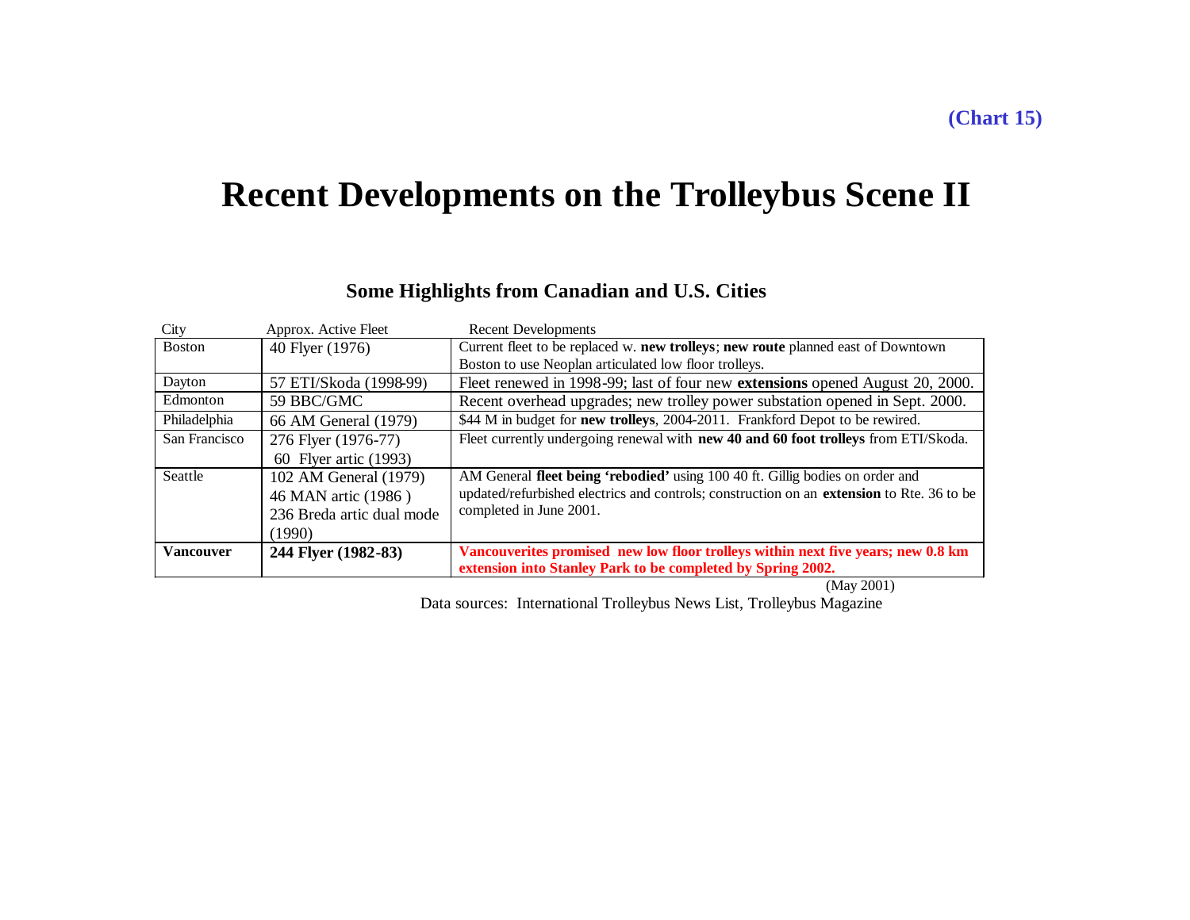(Chart 15)

# Recent Developments on the Trolleybus Scene II

## Some Highlights from Canadian and U.S. Cities

| City | Approx. Active Fleet | Recent Developments |
|---|---|---|
| Boston | 40 Flyer (1976) | Current fleet to be replaced w. **new trolleys**; **new route** planned east of Downtown Boston to use Neoplan articulated low floor trolleys. |
| Dayton | 57 ETI/Skoda (1998-99) | Fleet renewed in 1998-99; last of four new **extensions** opened August 20, 2000. |
| Edmonton | 59 BBC/GMC | Recent overhead upgrades; new trolley power substation opened in Sept. 2000. |
| Philadelphia | 66 AM General (1979) | $44 M in budget for **new trolleys**, 2004-2011. Frankford Depot to be rewired. |
| San Francisco | 276 Flyer (1976-77)<br>60 Flyer artic (1993) | Fleet currently undergoing renewal with **new 40 and 60 foot trolleys** from ETI/Skoda. |
| Seattle | 102 AM General (1979)<br>46 MAN artic (1986 )<br>236 Breda artic dual mode (1990) | AM General **fleet being 'rebodied'** using 100 40 ft. Gillig bodies on order and updated/refurbished electrics and controls; construction on an **extension** to Rte. 36 to be completed in June 2001. |
| **Vancouver** | **244 Flyer (1982-83)** | **Vancouverites promised new low floor trolleys within next five years; new 0.8 km extension into Stanley Park to be completed by Spring 2002.** |

(May 2001)

Data sources: International Trolleybus News List, Trolleybus Magazine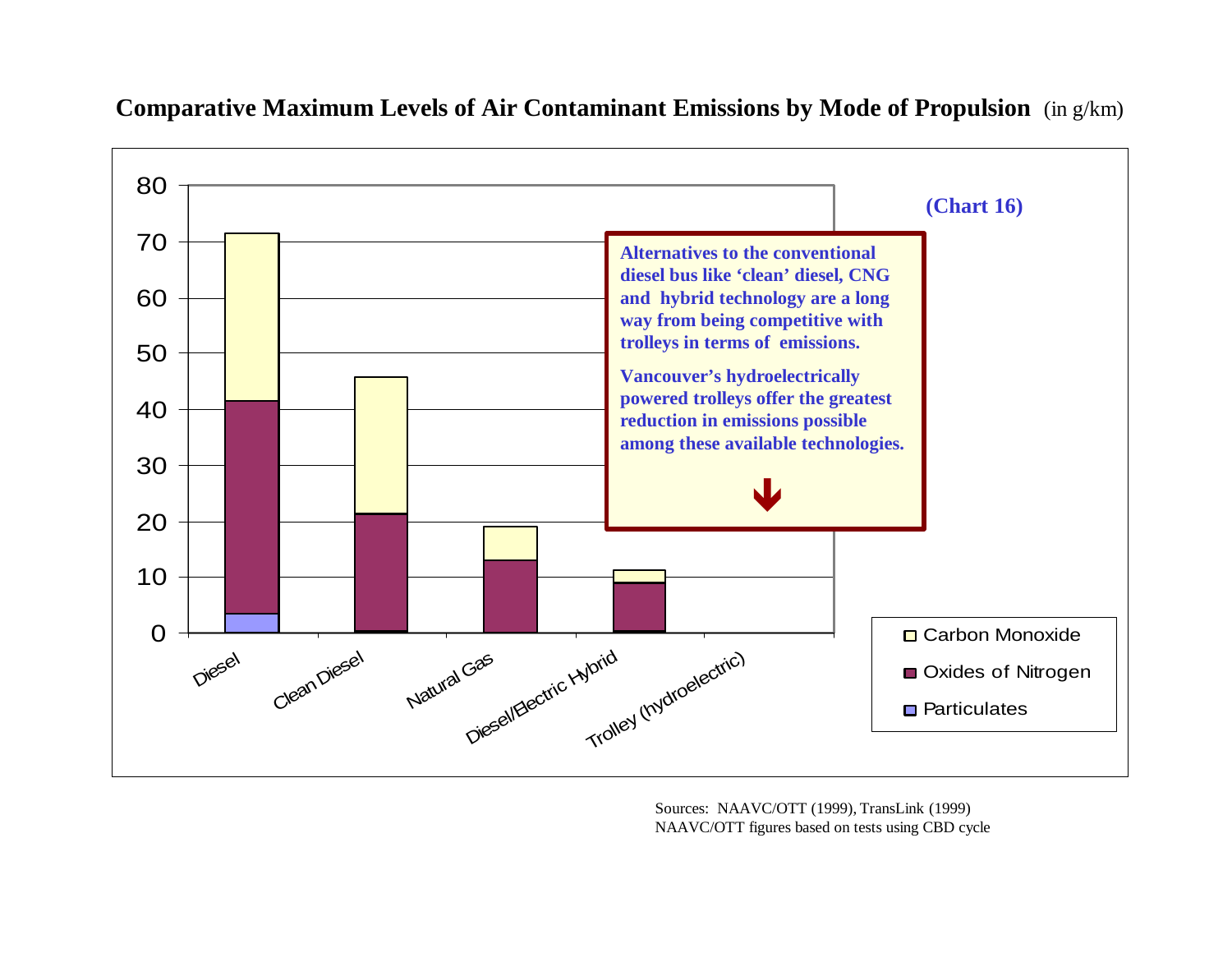## Comparative Maximum Levels of Air Contaminant Emissions by Mode of Propulsion (in g/km)

**(Chart 16)**

**Alternatives to the conventional diesel bus like 'clean' diesel, CNG and hybrid technology are a long way from being competitive with trolleys in terms of emissions.**

**Vancouver's hydroelectrically powered trolleys offer the greatest reduction in emissions possible among these available technologies.**

Legend: Carbon Monoxide; Oxides of Nitrogen; Particulates

Categories: Diesel; Clean Diesel; Natural Gas; Diesel/Electric Hybrid; Trolley (hydroelectric)

Sources: NAAVC/OTT (1999), TransLink (1999)
NAAVC/OTT figures based on tests using CBD cycle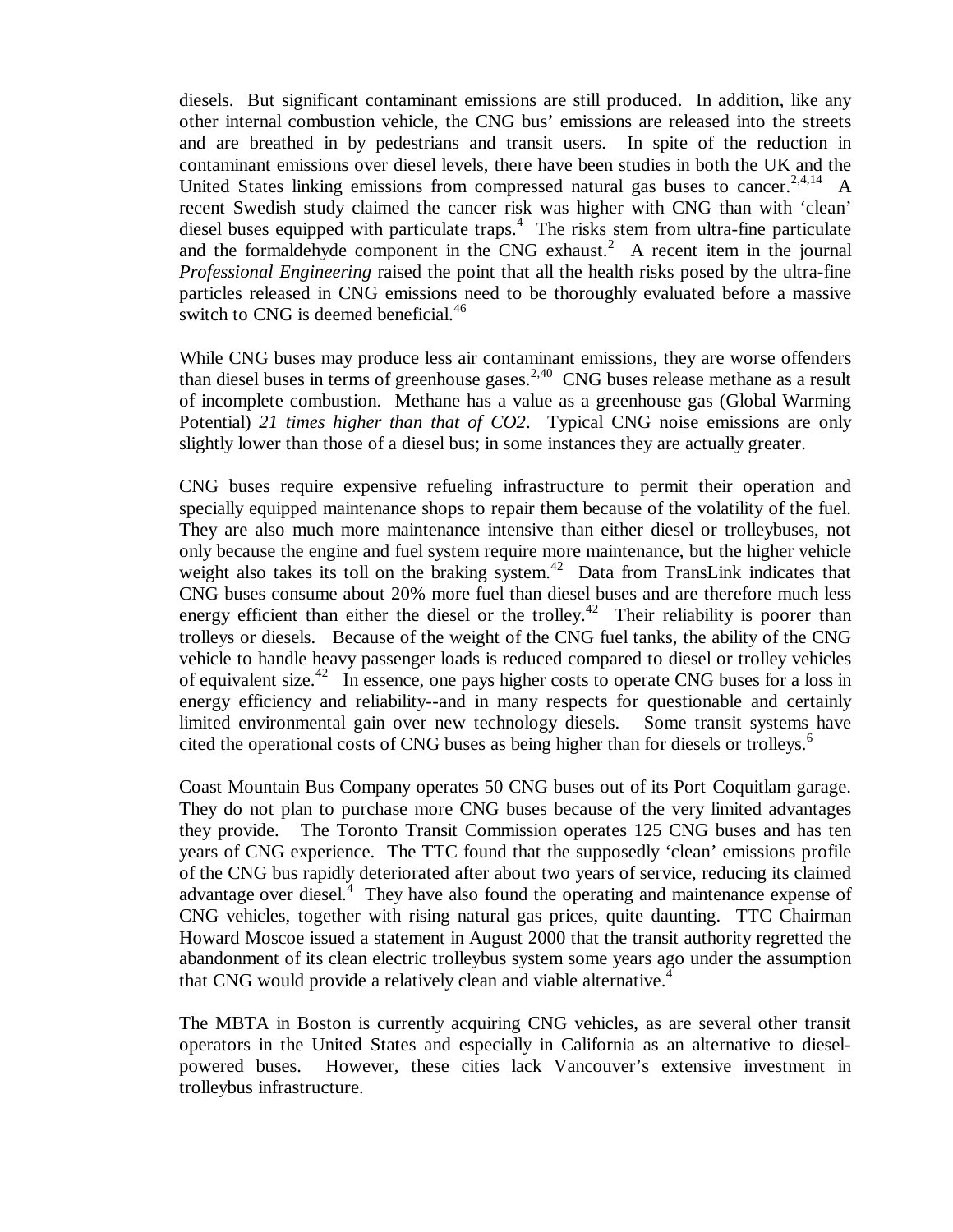diesels. But significant contaminant emissions are still produced. In addition, like any other internal combustion vehicle, the CNG bus' emissions are released into the streets and are breathed in by pedestrians and transit users. In spite of the reduction in contaminant emissions over diesel levels, there have been studies in both the UK and the United States linking emissions from compressed natural gas buses to cancer.[2,4,14] A recent Swedish study claimed the cancer risk was higher with CNG than with 'clean' diesel buses equipped with particulate traps.[4] The risks stem from ultra-fine particulate and the formaldehyde component in the CNG exhaust.[2] A recent item in the journal *Professional Engineering* raised the point that all the health risks posed by the ultra-fine particles released in CNG emissions need to be thoroughly evaluated before a massive switch to CNG is deemed beneficial.[46]

While CNG buses may produce less air contaminant emissions, they are worse offenders than diesel buses in terms of greenhouse gases.[2,40] CNG buses release methane as a result of incomplete combustion. Methane has a value as a greenhouse gas (Global Warming Potential) *21 times higher than that of CO2*. Typical CNG noise emissions are only slightly lower than those of a diesel bus; in some instances they are actually greater.

CNG buses require expensive refueling infrastructure to permit their operation and specially equipped maintenance shops to repair them because of the volatility of the fuel. They are also much more maintenance intensive than either diesel or trolleybuses, not only because the engine and fuel system require more maintenance, but the higher vehicle weight also takes its toll on the braking system.[42] Data from TransLink indicates that CNG buses consume about 20% more fuel than diesel buses and are therefore much less energy efficient than either the diesel or the trolley.[42] Their reliability is poorer than trolleys or diesels. Because of the weight of the CNG fuel tanks, the ability of the CNG vehicle to handle heavy passenger loads is reduced compared to diesel or trolley vehicles of equivalent size.[42] In essence, one pays higher costs to operate CNG buses for a loss in energy efficiency and reliability--and in many respects for questionable and certainly limited environmental gain over new technology diesels. Some transit systems have cited the operational costs of CNG buses as being higher than for diesels or trolleys.[6]

Coast Mountain Bus Company operates 50 CNG buses out of its Port Coquitlam garage. They do not plan to purchase more CNG buses because of the very limited advantages they provide. The Toronto Transit Commission operates 125 CNG buses and has ten years of CNG experience. The TTC found that the supposedly 'clean' emissions profile of the CNG bus rapidly deteriorated after about two years of service, reducing its claimed advantage over diesel.[4] They have also found the operating and maintenance expense of CNG vehicles, together with rising natural gas prices, quite daunting. TTC Chairman Howard Moscoe issued a statement in August 2000 that the transit authority regretted the abandonment of its clean electric trolleybus system some years ago under the assumption that CNG would provide a relatively clean and viable alternative.[4]

The MBTA in Boston is currently acquiring CNG vehicles, as are several other transit operators in the United States and especially in California as an alternative to diesel-powered buses. However, these cities lack Vancouver's extensive investment in trolleybus infrastructure.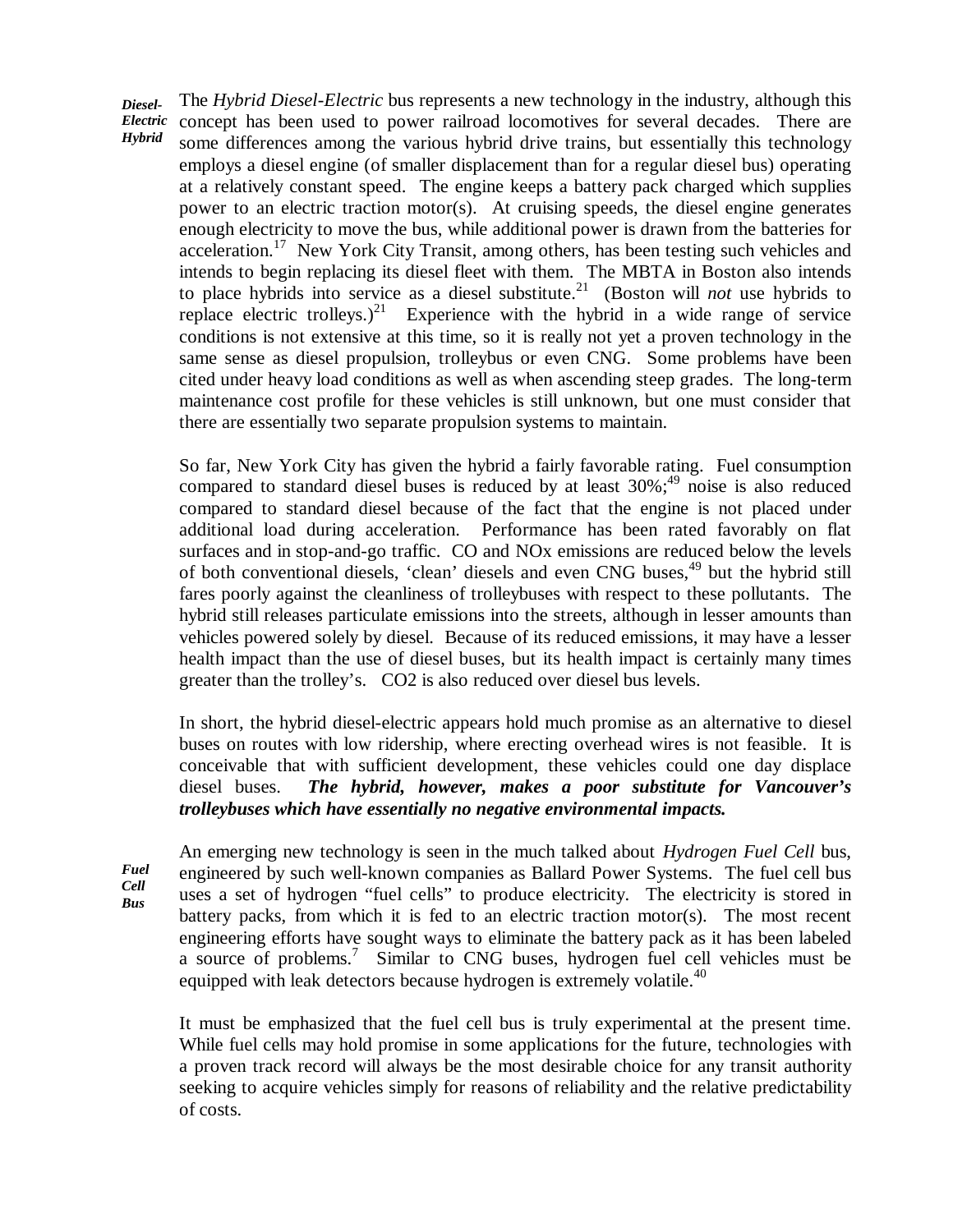***Diesel-Electric Hybrid***

The *Hybrid Diesel-Electric* bus represents a new technology in the industry, although this concept has been used to power railroad locomotives for several decades. There are some differences among the various hybrid drive trains, but essentially this technology employs a diesel engine (of smaller displacement than for a regular diesel bus) operating at a relatively constant speed. The engine keeps a battery pack charged which supplies power to an electric traction motor(s). At cruising speeds, the diesel engine generates enough electricity to move the bus, while additional power is drawn from the batteries for acceleration.[17] New York City Transit, among others, has been testing such vehicles and intends to begin replacing its diesel fleet with them. The MBTA in Boston also intends to place hybrids into service as a diesel substitute.[21] (Boston will *not* use hybrids to replace electric trolleys.)[21] Experience with the hybrid in a wide range of service conditions is not extensive at this time, so it is really not yet a proven technology in the same sense as diesel propulsion, trolleybus or even CNG. Some problems have been cited under heavy load conditions as well as when ascending steep grades. The long-term maintenance cost profile for these vehicles is still unknown, but one must consider that there are essentially two separate propulsion systems to maintain.

So far, New York City has given the hybrid a fairly favorable rating. Fuel consumption compared to standard diesel buses is reduced by at least 30%;[49] noise is also reduced compared to standard diesel because of the fact that the engine is not placed under additional load during acceleration. Performance has been rated favorably on flat surfaces and in stop-and-go traffic. CO and NOx emissions are reduced below the levels of both conventional diesels, 'clean' diesels and even CNG buses,[49] but the hybrid still fares poorly against the cleanliness of trolleybuses with respect to these pollutants. The hybrid still releases particulate emissions into the streets, although in lesser amounts than vehicles powered solely by diesel. Because of its reduced emissions, it may have a lesser health impact than the use of diesel buses, but its health impact is certainly many times greater than the trolley's. $CO_2$ is also reduced over diesel bus levels.

In short, the hybrid diesel-electric appears hold much promise as an alternative to diesel buses on routes with low ridership, where erecting overhead wires is not feasible. It is conceivable that with sufficient development, these vehicles could one day displace diesel buses. ***The hybrid, however, makes a poor substitute for Vancouver's trolleybuses which have essentially no negative environmental impacts.***

***Fuel Cell Bus***

An emerging new technology is seen in the much talked about *Hydrogen Fuel Cell* bus, engineered by such well-known companies as Ballard Power Systems. The fuel cell bus uses a set of hydrogen "fuel cells" to produce electricity. The electricity is stored in battery packs, from which it is fed to an electric traction motor(s). The most recent engineering efforts have sought ways to eliminate the battery pack as it has been labeled a source of problems.[7] Similar to CNG buses, hydrogen fuel cell vehicles must be equipped with leak detectors because hydrogen is extremely volatile.[40]

It must be emphasized that the fuel cell bus is truly experimental at the present time. While fuel cells may hold promise in some applications for the future, technologies with a proven track record will always be the most desirable choice for any transit authority seeking to acquire vehicles simply for reasons of reliability and the relative predictability of costs.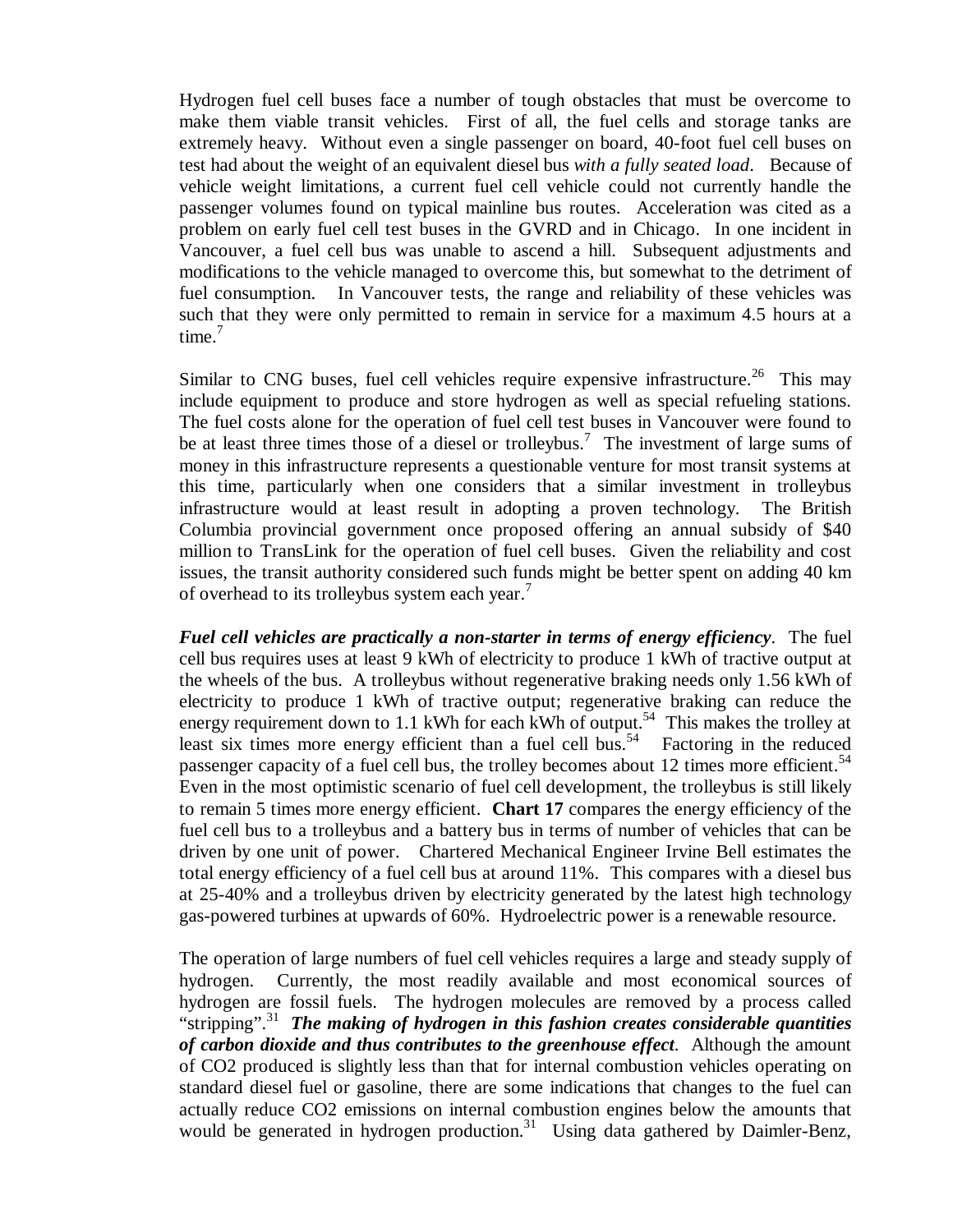Hydrogen fuel cell buses face a number of tough obstacles that must be overcome to make them viable transit vehicles. First of all, the fuel cells and storage tanks are extremely heavy. Without even a single passenger on board, 40-foot fuel cell buses on test had about the weight of an equivalent diesel bus *with a fully seated load*. Because of vehicle weight limitations, a current fuel cell vehicle could not currently handle the passenger volumes found on typical mainline bus routes. Acceleration was cited as a problem on early fuel cell test buses in the GVRD and in Chicago. In one incident in Vancouver, a fuel cell bus was unable to ascend a hill. Subsequent adjustments and modifications to the vehicle managed to overcome this, but somewhat to the detriment of fuel consumption. In Vancouver tests, the range and reliability of these vehicles was such that they were only permitted to remain in service for a maximum 4.5 hours at a time.[7]

Similar to CNG buses, fuel cell vehicles require expensive infrastructure.[26] This may include equipment to produce and store hydrogen as well as special refueling stations. The fuel costs alone for the operation of fuel cell test buses in Vancouver were found to be at least three times those of a diesel or trolleybus.[7] The investment of large sums of money in this infrastructure represents a questionable venture for most transit systems at this time, particularly when one considers that a similar investment in trolleybus infrastructure would at least result in adopting a proven technology. The British Columbia provincial government once proposed offering an annual subsidy of $40 million to TransLink for the operation of fuel cell buses. Given the reliability and cost issues, the transit authority considered such funds might be better spent on adding 40 km of overhead to its trolleybus system each year.[7]

***Fuel cell vehicles are practically a non-starter in terms of energy efficiency***. The fuel cell bus requires uses at least 9 kWh of electricity to produce 1 kWh of tractive output at the wheels of the bus. A trolleybus without regenerative braking needs only 1.56 kWh of electricity to produce 1 kWh of tractive output; regenerative braking can reduce the energy requirement down to 1.1 kWh for each kWh of output.[54] This makes the trolley at least six times more energy efficient than a fuel cell bus.[54] Factoring in the reduced passenger capacity of a fuel cell bus, the trolley becomes about 12 times more efficient.[54] Even in the most optimistic scenario of fuel cell development, the trolleybus is still likely to remain 5 times more energy efficient. **Chart 17** compares the energy efficiency of the fuel cell bus to a trolleybus and a battery bus in terms of number of vehicles that can be driven by one unit of power. Chartered Mechanical Engineer Irvine Bell estimates the total energy efficiency of a fuel cell bus at around 11%. This compares with a diesel bus at 25-40% and a trolleybus driven by electricity generated by the latest high technology gas-powered turbines at upwards of 60%. Hydroelectric power is a renewable resource.

The operation of large numbers of fuel cell vehicles requires a large and steady supply of hydrogen. Currently, the most readily available and most economical sources of hydrogen are fossil fuels. The hydrogen molecules are removed by a process called "stripping".[31] ***The making of hydrogen in this fashion creates considerable quantities of carbon dioxide and thus contributes to the greenhouse effect***. Although the amount of $CO_2$ produced is slightly less than that for internal combustion vehicles operating on standard diesel fuel or gasoline, there are some indications that changes to the fuel can actually reduce $CO_2$ emissions on internal combustion engines below the amounts that would be generated in hydrogen production.[31] Using data gathered by Daimler-Benz,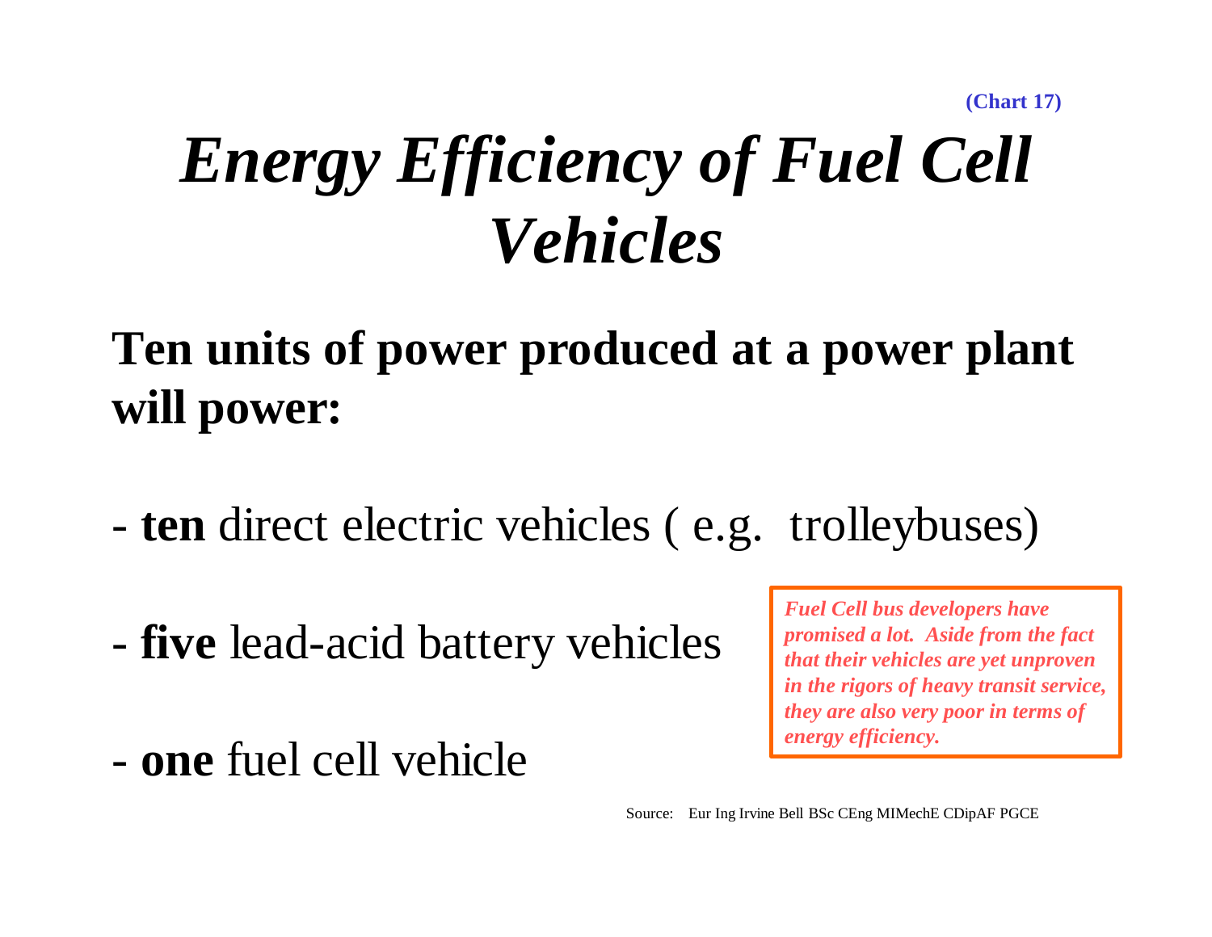(Chart 17)

# *Energy Efficiency of Fuel Cell Vehicles*

**Ten units of power produced at a power plant will power:**

- **ten** direct electric vehicles ( e.g. trolleybuses)

- **five** lead-acid battery vehicles

- **one** fuel cell vehicle

***Fuel Cell bus developers have promised a lot. Aside from the fact that their vehicles are yet unproven in the rigors of heavy transit service, they are also very poor in terms of energy efficiency.***

Source: Eur Ing Irvine Bell BSc CEng MIMechE CDipAF PGCE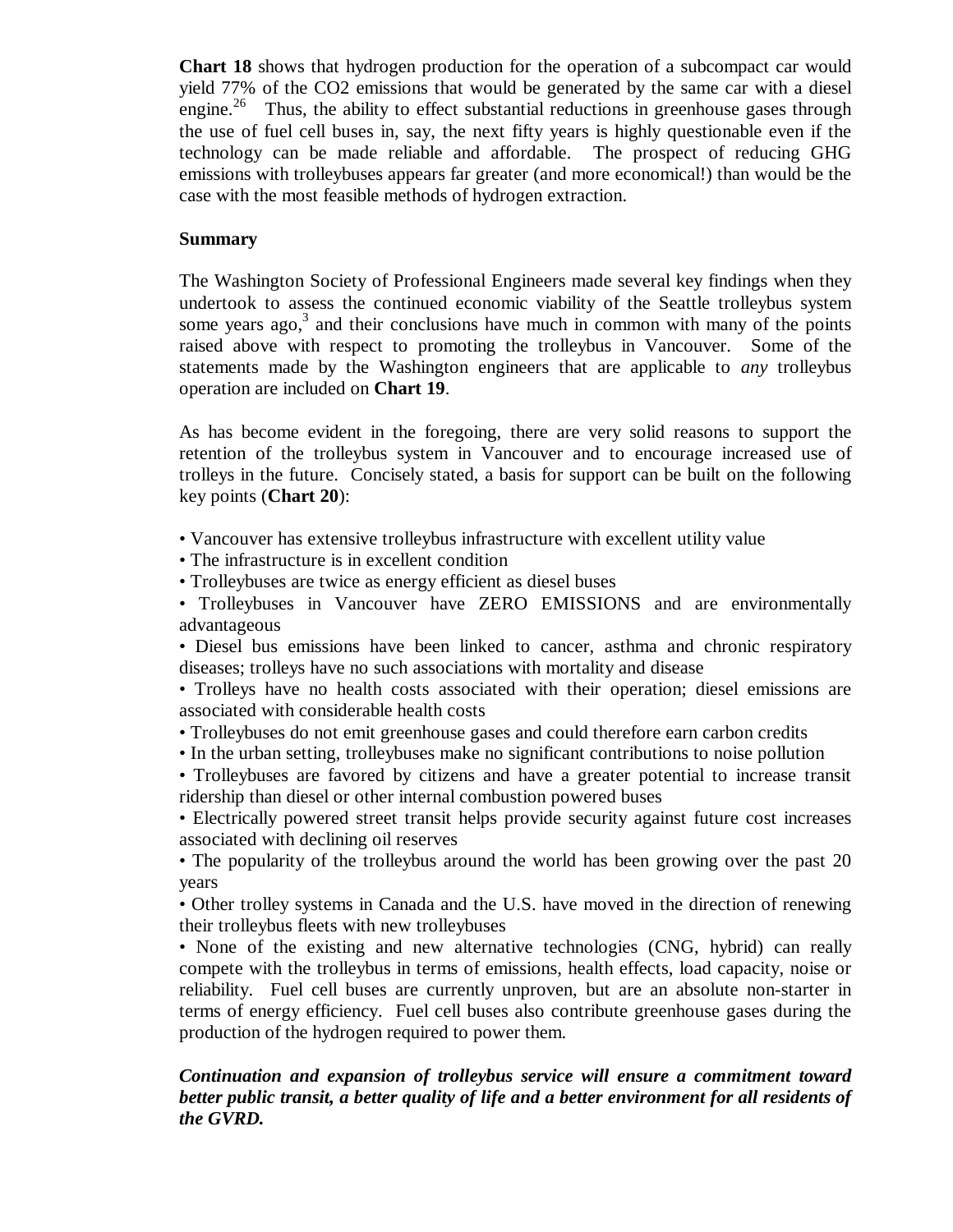**Chart 18** shows that hydrogen production for the operation of a subcompact car would yield 77% of the $CO_2$ emissions that would be generated by the same car with a diesel engine.[26] Thus, the ability to effect substantial reductions in greenhouse gases through the use of fuel cell buses in, say, the next fifty years is highly questionable even if the technology can be made reliable and affordable. The prospect of reducing GHG emissions with trolleybuses appears far greater (and more economical!) than would be the case with the most feasible methods of hydrogen extraction.

**Summary**

The Washington Society of Professional Engineers made several key findings when they undertook to assess the continued economic viability of the Seattle trolleybus system some years ago,[3] and their conclusions have much in common with many of the points raised above with respect to promoting the trolleybus in Vancouver. Some of the statements made by the Washington engineers that are applicable to *any* trolleybus operation are included on **Chart 19**.

As has become evident in the foregoing, there are very solid reasons to support the retention of the trolleybus system in Vancouver and to encourage increased use of trolleys in the future. Concisely stated, a basis for support can be built on the following key points (**Chart 20**):

- Vancouver has extensive trolleybus infrastructure with excellent utility value
- The infrastructure is in excellent condition
- Trolleybuses are twice as energy efficient as diesel buses
- Trolleybuses in Vancouver have ZERO EMISSIONS and are environmentally advantageous
- Diesel bus emissions have been linked to cancer, asthma and chronic respiratory diseases; trolleys have no such associations with mortality and disease
- Trolleys have no health costs associated with their operation; diesel emissions are associated with considerable health costs
- Trolleybuses do not emit greenhouse gases and could therefore earn carbon credits
- In the urban setting, trolleybuses make no significant contributions to noise pollution
- Trolleybuses are favored by citizens and have a greater potential to increase transit ridership than diesel or other internal combustion powered buses
- Electrically powered street transit helps provide security against future cost increases associated with declining oil reserves
- The popularity of the trolleybus around the world has been growing over the past 20 years
- Other trolley systems in Canada and the U.S. have moved in the direction of renewing their trolleybus fleets with new trolleybuses
- None of the existing and new alternative technologies (CNG, hybrid) can really compete with the trolleybus in terms of emissions, health effects, load capacity, noise or reliability. Fuel cell buses are currently unproven, but are an absolute non-starter in terms of energy efficiency. Fuel cell buses also contribute greenhouse gases during the production of the hydrogen required to power them.

***Continuation and expansion of trolleybus service will ensure a commitment toward better public transit, a better quality of life and a better environment for all residents of the GVRD.***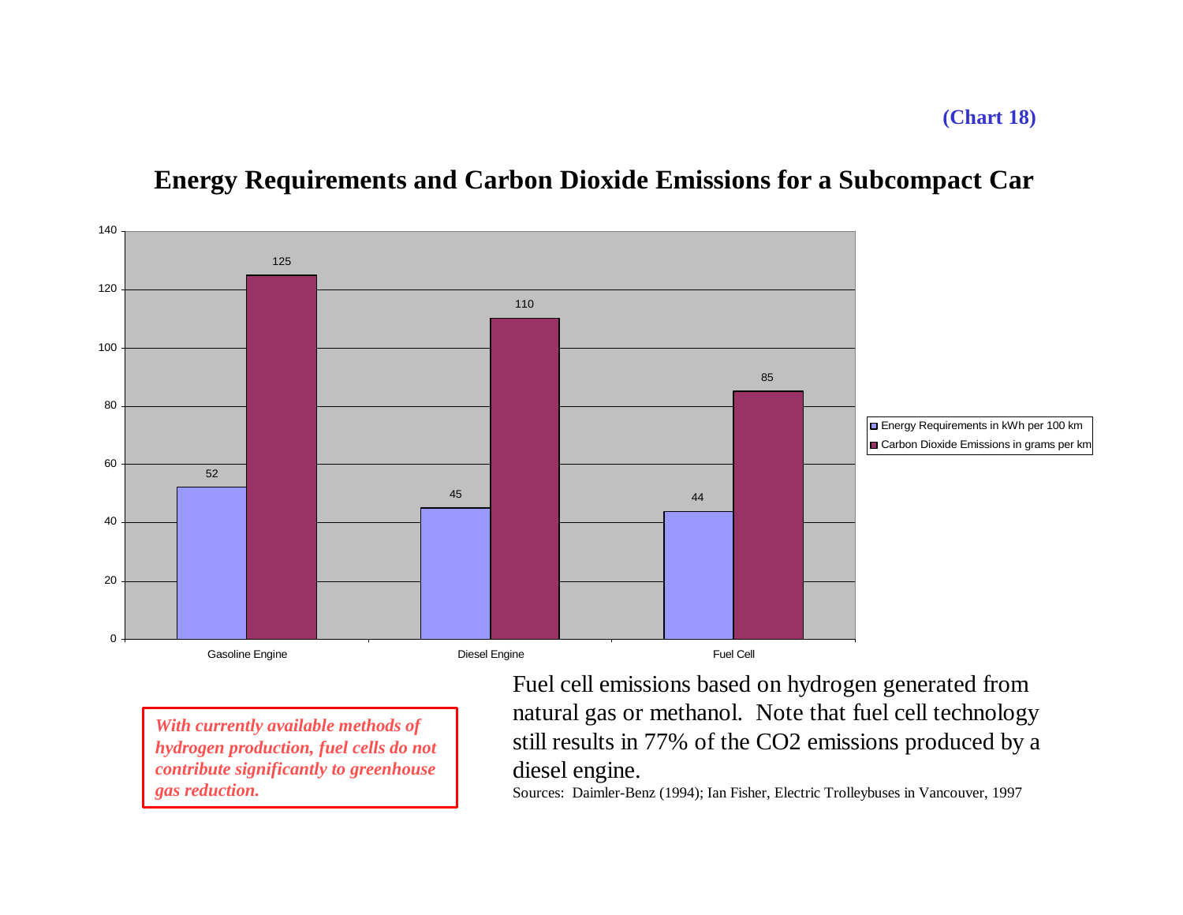**(Chart 18)**

## Energy Requirements and Carbon Dioxide Emissions for a Subcompact Car

| | Energy Requirements in kWh per 100 km | Carbon Dioxide Emissions in grams per km |
|---|---|---|
| Gasoline Engine | 52 | 125 |
| Diesel Engine | 45 | 110 |
| Fuel Cell | 44 | 85 |

***With currently available methods of hydrogen production, fuel cells do not contribute significantly to greenhouse gas reduction.***

Fuel cell emissions based on hydrogen generated from natural gas or methanol. Note that fuel cell technology still results in 77% of the CO2 emissions produced by a diesel engine.

Sources: Daimler-Benz (1994); Ian Fisher, Electric Trolleybuses in Vancouver, 1997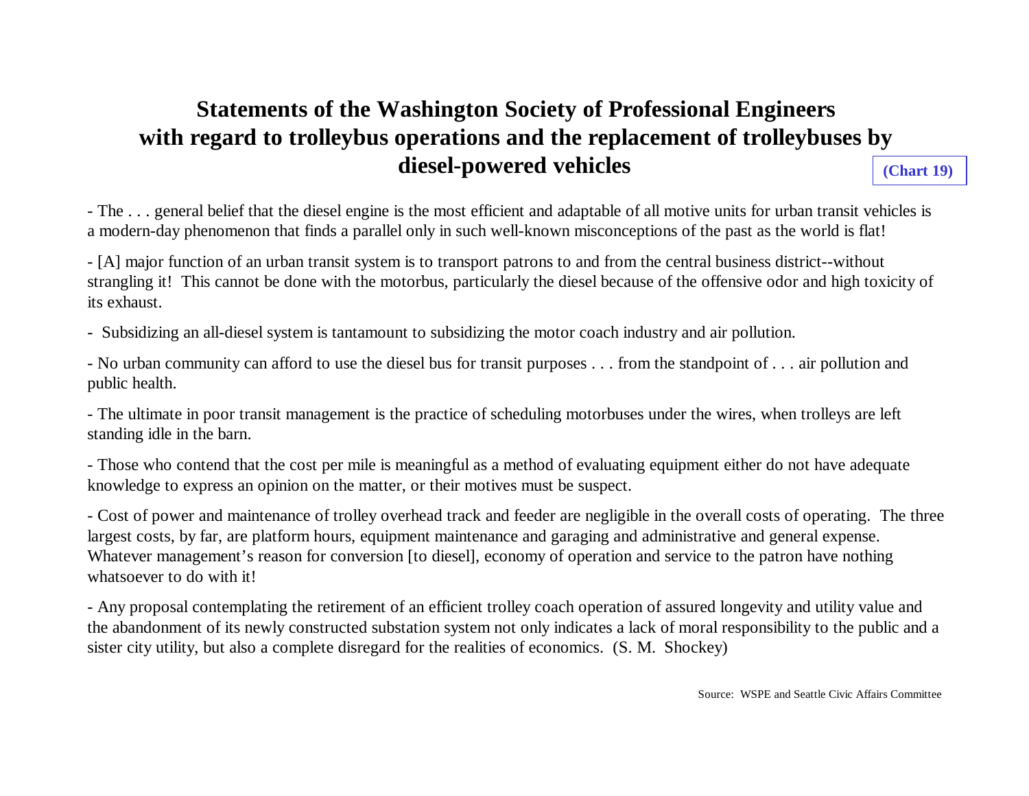# Statements of the Washington Society of Professional Engineers with regard to trolleybus operations and the replacement of trolleybuses by diesel-powered vehicles

**(Chart 19)**

- The . . . general belief that the diesel engine is the most efficient and adaptable of all motive units for urban transit vehicles is a modern-day phenomenon that finds a parallel only in such well-known misconceptions of the past as the world is flat!

- [A] major function of an urban transit system is to transport patrons to and from the central business district--without strangling it! This cannot be done with the motorbus, particularly the diesel because of the offensive odor and high toxicity of its exhaust.

- Subsidizing an all-diesel system is tantamount to subsidizing the motor coach industry and air pollution.

- No urban community can afford to use the diesel bus for transit purposes . . . from the standpoint of . . . air pollution and public health.

- The ultimate in poor transit management is the practice of scheduling motorbuses under the wires, when trolleys are left standing idle in the barn.

- Those who contend that the cost per mile is meaningful as a method of evaluating equipment either do not have adequate knowledge to express an opinion on the matter, or their motives must be suspect.

- Cost of power and maintenance of trolley overhead track and feeder are negligible in the overall costs of operating. The three largest costs, by far, are platform hours, equipment maintenance and garaging and administrative and general expense. Whatever management's reason for conversion [to diesel], economy of operation and service to the patron have nothing whatsoever to do with it!

- Any proposal contemplating the retirement of an efficient trolley coach operation of assured longevity and utility value and the abandonment of its newly constructed substation system not only indicates a lack of moral responsibility to the public and a sister city utility, but also a complete disregard for the realities of economics. (S. M. Shockey)

Source: WSPE and Seattle Civic Affairs Committee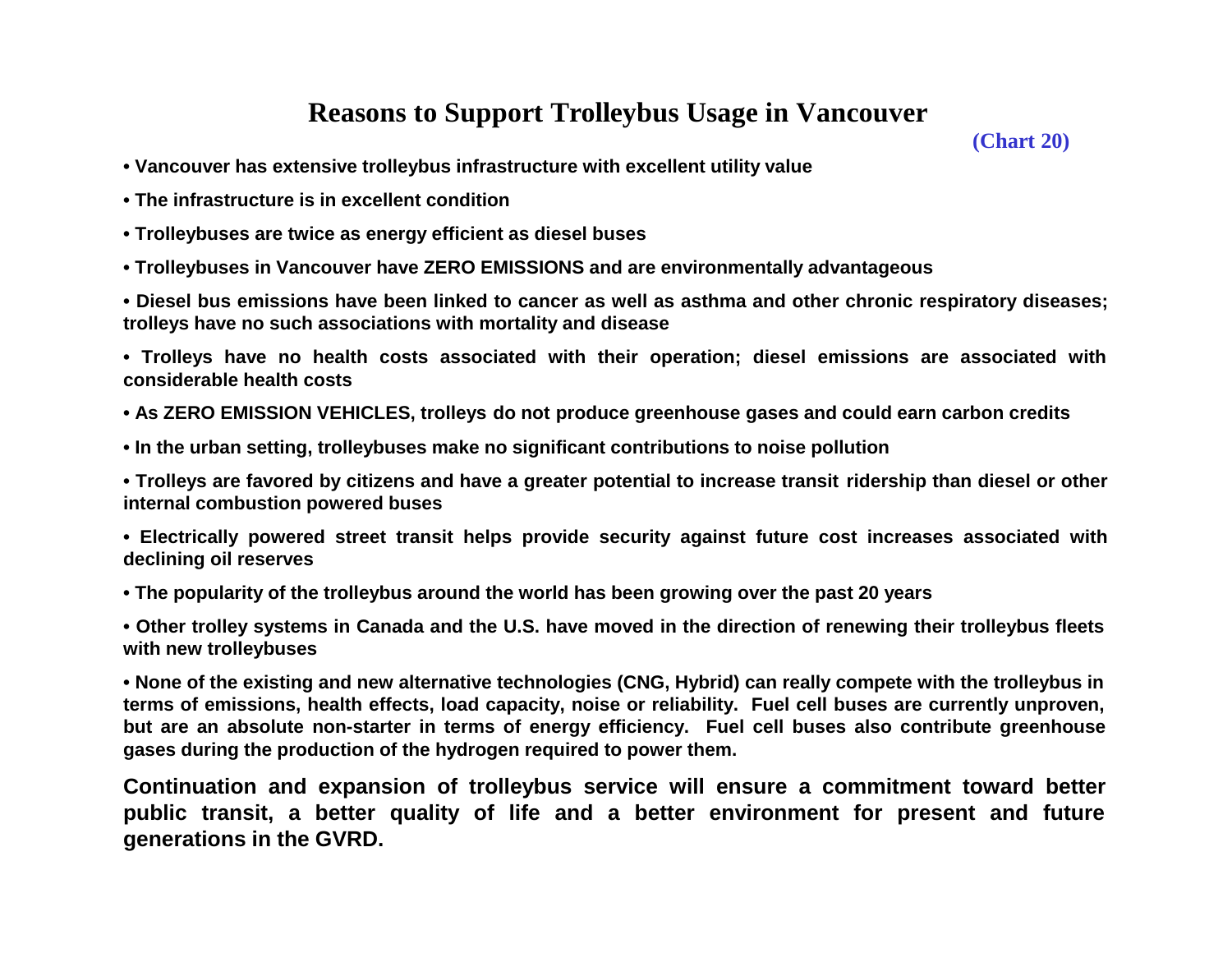# Reasons to Support Trolleybus Usage in Vancouver

(Chart 20)

- **Vancouver has extensive trolleybus infrastructure with excellent utility value**
- **The infrastructure is in excellent condition**
- **Trolleybuses are twice as energy efficient as diesel buses**
- **Trolleybuses in Vancouver have ZERO EMISSIONS and are environmentally advantageous**
- **Diesel bus emissions have been linked to cancer as well as asthma and other chronic respiratory diseases; trolleys have no such associations with mortality and disease**
- **Trolleys have no health costs associated with their operation; diesel emissions are associated with considerable health costs**
- **As ZERO EMISSION VEHICLES, trolleys do not produce greenhouse gases and could earn carbon credits**
- **In the urban setting, trolleybuses make no significant contributions to noise pollution**
- **Trolleys are favored by citizens and have a greater potential to increase transit ridership than diesel or other internal combustion powered buses**
- **Electrically powered street transit helps provide security against future cost increases associated with declining oil reserves**
- **The popularity of the trolleybus around the world has been growing over the past 20 years**
- **Other trolley systems in Canada and the U.S. have moved in the direction of renewing their trolleybus fleets with new trolleybuses**
- **None of the existing and new alternative technologies (CNG, Hybrid) can really compete with the trolleybus in terms of emissions, health effects, load capacity, noise or reliability. Fuel cell buses are currently unproven, but are an absolute non-starter in terms of energy efficiency. Fuel cell buses also contribute greenhouse gases during the production of the hydrogen required to power them.**

**Continuation and expansion of trolleybus service will ensure a commitment toward better public transit, a better quality of life and a better environment for present and future generations in the GVRD.**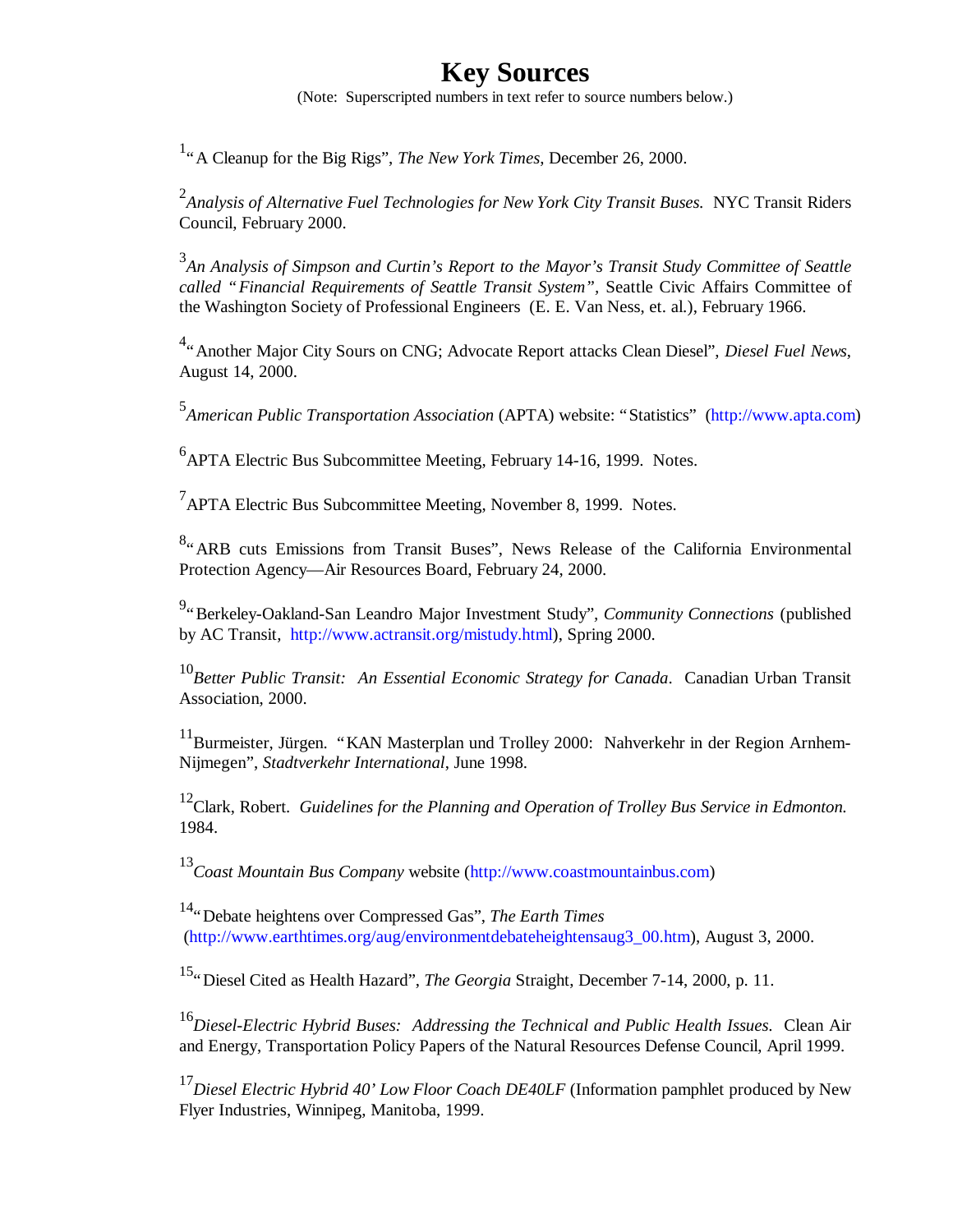# Key Sources

(Note: Superscripted numbers in text refer to source numbers below.)

[1]"A Cleanup for the Big Rigs", *The New York Times*, December 26, 2000.

[2]*Analysis of Alternative Fuel Technologies for New York City Transit Buses.* NYC Transit Riders Council, February 2000.

[3]*An Analysis of Simpson and Curtin's Report to the Mayor's Transit Study Committee of Seattle called "Financial Requirements of Seattle Transit System"*, Seattle Civic Affairs Committee of the Washington Society of Professional Engineers (E. E. Van Ness, et. al.), February 1966.

[4]"Another Major City Sours on CNG; Advocate Report attacks Clean Diesel", *Diesel Fuel News*, August 14, 2000.

[5]*American Public Transportation Association* (APTA) website: "Statistics" (http://www.apta.com)

[6]APTA Electric Bus Subcommittee Meeting, February 14-16, 1999. Notes.

[7]APTA Electric Bus Subcommittee Meeting, November 8, 1999. Notes.

[8]"ARB cuts Emissions from Transit Buses", News Release of the California Environmental Protection Agency—Air Resources Board, February 24, 2000.

[9]"Berkeley-Oakland-San Leandro Major Investment Study", *Community Connections* (published by AC Transit, http://www.actransit.org/mistudy.html), Spring 2000.

[10]*Better Public Transit: An Essential Economic Strategy for Canada*. Canadian Urban Transit Association, 2000.

[11]Burmeister, Jürgen. "KAN Masterplan und Trolley 2000: Nahverkehr in der Region Arnhem-Nijmegen", *Stadtverkehr International*, June 1998.

[12]Clark, Robert. *Guidelines for the Planning and Operation of Trolley Bus Service in Edmonton.* 1984.

[13]*Coast Mountain Bus Company* website (http://www.coastmountainbus.com)

[14]"Debate heightens over Compressed Gas", *The Earth Times* (http://www.earthtimes.org/aug/environmentdebateheightensaug3_00.htm), August 3, 2000.

[15]"Diesel Cited as Health Hazard", *The Georgia* Straight, December 7-14, 2000, p. 11.

[16]*Diesel-Electric Hybrid Buses: Addressing the Technical and Public Health Issues.* Clean Air and Energy, Transportation Policy Papers of the Natural Resources Defense Council, April 1999.

[17]*Diesel Electric Hybrid 40' Low Floor Coach DE40LF* (Information pamphlet produced by New Flyer Industries, Winnipeg, Manitoba, 1999.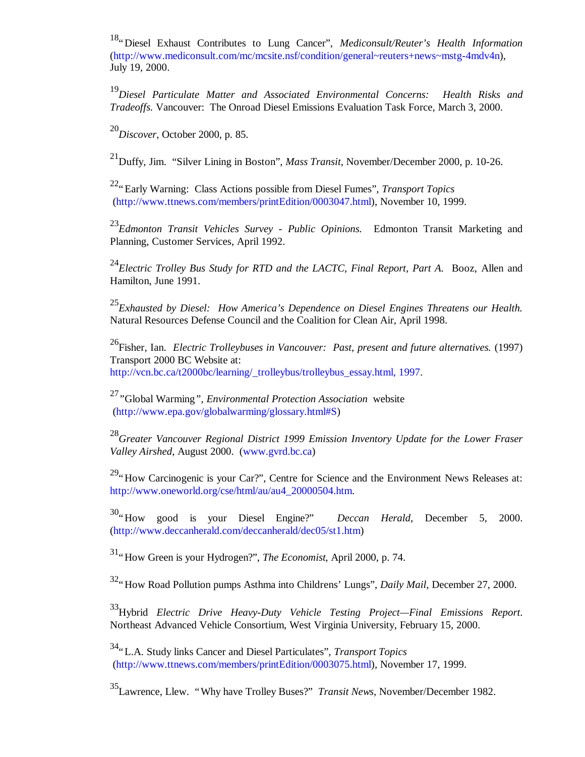[18]"Diesel Exhaust Contributes to Lung Cancer", *Mediconsult/Reuter's Health Information* (http://www.mediconsult.com/mc/mcsite.nsf/condition/general~reuters+news~mstg-4mdv4n), July 19, 2000.

[19]*Diesel Particulate Matter and Associated Environmental Concerns: Health Risks and Tradeoffs.* Vancouver: The Onroad Diesel Emissions Evaluation Task Force, March 3, 2000.

[20]*Discover*, October 2000, p. 85.

[21]Duffy, Jim. "Silver Lining in Boston", *Mass Transit*, November/December 2000, p. 10-26.

[22]"Early Warning: Class Actions possible from Diesel Fumes", *Transport Topics* (http://www.ttnews.com/members/printEdition/0003047.html), November 10, 1999.

[23]*Edmonton Transit Vehicles Survey - Public Opinions.* Edmonton Transit Marketing and Planning, Customer Services, April 1992.

[24]*Electric Trolley Bus Study for RTD and the LACTC, Final Report, Part A.* Booz, Allen and Hamilton, June 1991.

[25]*Exhausted by Diesel: How America's Dependence on Diesel Engines Threatens our Health.* Natural Resources Defense Council and the Coalition for Clean Air, April 1998.

[26]Fisher, Ian. *Electric Trolleybuses in Vancouver: Past, present and future alternatives.* (1997) Transport 2000 BC Website at: http://vcn.bc.ca/t2000bc/learning/_trolleybus/trolleybus_essay.html, 1997.

[27]"Global Warming", *Environmental Protection Association* website (http://www.epa.gov/globalwarming/glossary.html#S)

[28]*Greater Vancouver Regional District 1999 Emission Inventory Update for the Lower Fraser Valley Airshed*, August 2000. (www.gvrd.bc.ca)

[29]"How Carcinogenic is your Car?", Centre for Science and the Environment News Releases at: http://www.oneworld.org/cse/html/au/au4_20000504.htm.

[30]"How good is your Diesel Engine?" *Deccan Herald*, December 5, 2000. (http://www.deccanherald.com/deccanherald/dec05/st1.htm)

[31]"How Green is your Hydrogen?", *The Economist*, April 2000, p. 74.

[32]"How Road Pollution pumps Asthma into Childrens' Lungs", *Daily Mail*, December 27, 2000.

[33]Hybrid *Electric Drive Heavy-Duty Vehicle Testing Project—Final Emissions Report*. Northeast Advanced Vehicle Consortium, West Virginia University, February 15, 2000.

[34]"L.A. Study links Cancer and Diesel Particulates", *Transport Topics* (http://www.ttnews.com/members/printEdition/0003075.html), November 17, 1999.

[35]Lawrence, Llew. "Why have Trolley Buses?" *Transit News*, November/December 1982.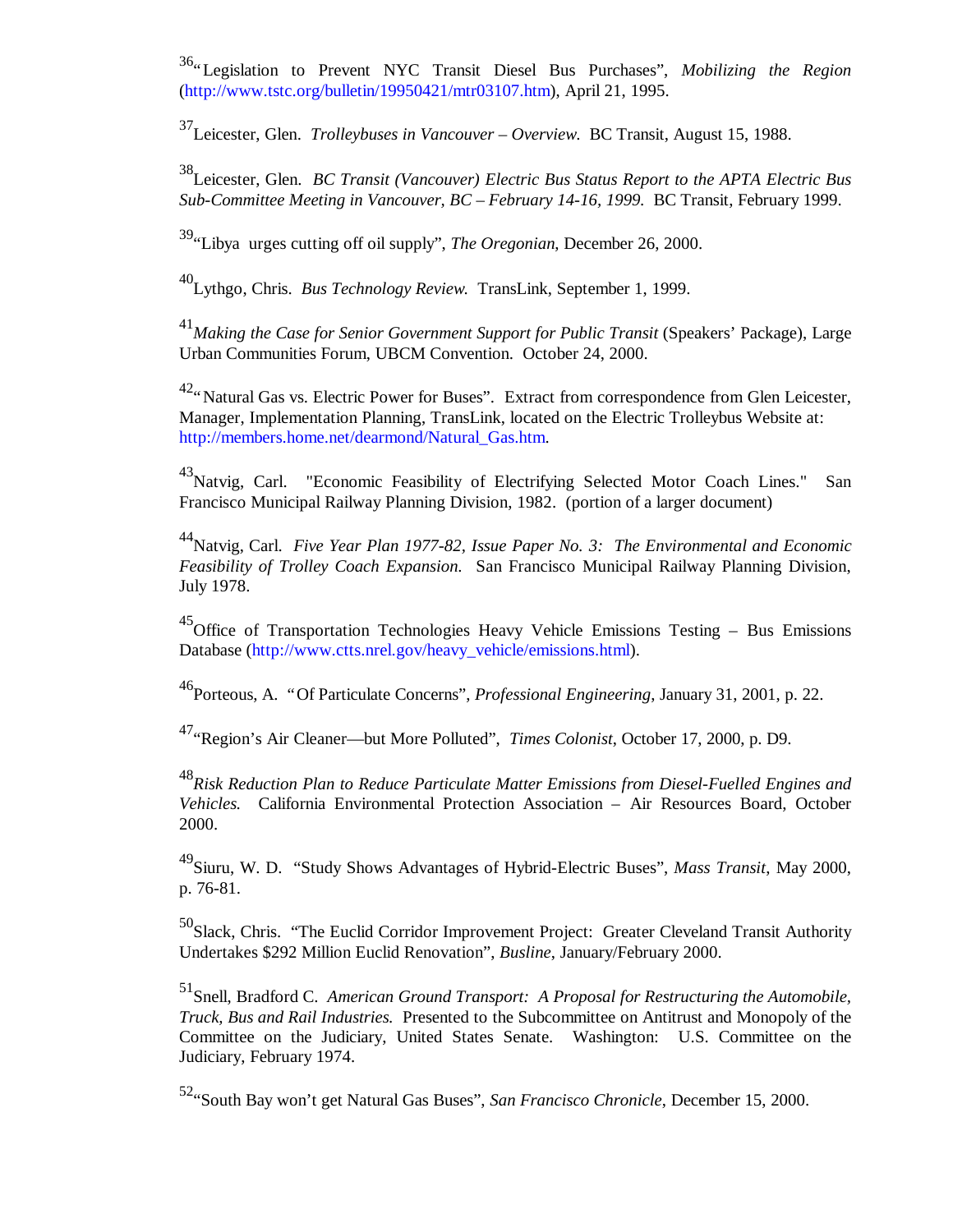[36]"Legislation to Prevent NYC Transit Diesel Bus Purchases", *Mobilizing the Region* (http://www.tstc.org/bulletin/19950421/mtr03107.htm), April 21, 1995.

[37]Leicester, Glen. *Trolleybuses in Vancouver – Overview.* BC Transit, August 15, 1988.

[38]Leicester, Glen. *BC Transit (Vancouver) Electric Bus Status Report to the APTA Electric Bus Sub-Committee Meeting in Vancouver, BC – February 14-16, 1999.* BC Transit, February 1999.

[39]"Libya urges cutting off oil supply", *The Oregonian*, December 26, 2000.

[40]Lythgo, Chris. *Bus Technology Review.* TransLink, September 1, 1999.

[41]*Making the Case for Senior Government Support for Public Transit* (Speakers' Package), Large Urban Communities Forum, UBCM Convention. October 24, 2000.

[42]"Natural Gas vs. Electric Power for Buses". Extract from correspondence from Glen Leicester, Manager, Implementation Planning, TransLink, located on the Electric Trolleybus Website at: http://members.home.net/dearmond/Natural_Gas.htm.

[43]Natvig, Carl. "Economic Feasibility of Electrifying Selected Motor Coach Lines." San Francisco Municipal Railway Planning Division, 1982. (portion of a larger document)

[44]Natvig, Carl. *Five Year Plan 1977-82, Issue Paper No. 3: The Environmental and Economic Feasibility of Trolley Coach Expansion.* San Francisco Municipal Railway Planning Division, July 1978.

[45]Office of Transportation Technologies Heavy Vehicle Emissions Testing – Bus Emissions Database (http://www.ctts.nrel.gov/heavy_vehicle/emissions.html).

[46]Porteous, A. "Of Particulate Concerns", *Professional Engineering*, January 31, 2001, p. 22.

[47]"Region's Air Cleaner—but More Polluted", *Times Colonist*, October 17, 2000, p. D9.

[48]*Risk Reduction Plan to Reduce Particulate Matter Emissions from Diesel-Fuelled Engines and Vehicles.* California Environmental Protection Association – Air Resources Board, October 2000.

[49]Siuru, W. D. "Study Shows Advantages of Hybrid-Electric Buses", *Mass Transit*, May 2000, p. 76-81.

[50]Slack, Chris. "The Euclid Corridor Improvement Project: Greater Cleveland Transit Authority Undertakes $292 Million Euclid Renovation", *Busline*, January/February 2000.

[51]Snell, Bradford C. *American Ground Transport: A Proposal for Restructuring the Automobile, Truck, Bus and Rail Industries.* Presented to the Subcommittee on Antitrust and Monopoly of the Committee on the Judiciary, United States Senate. Washington: U.S. Committee on the Judiciary, February 1974.

[52]"South Bay won't get Natural Gas Buses", *San Francisco Chronicle*, December 15, 2000.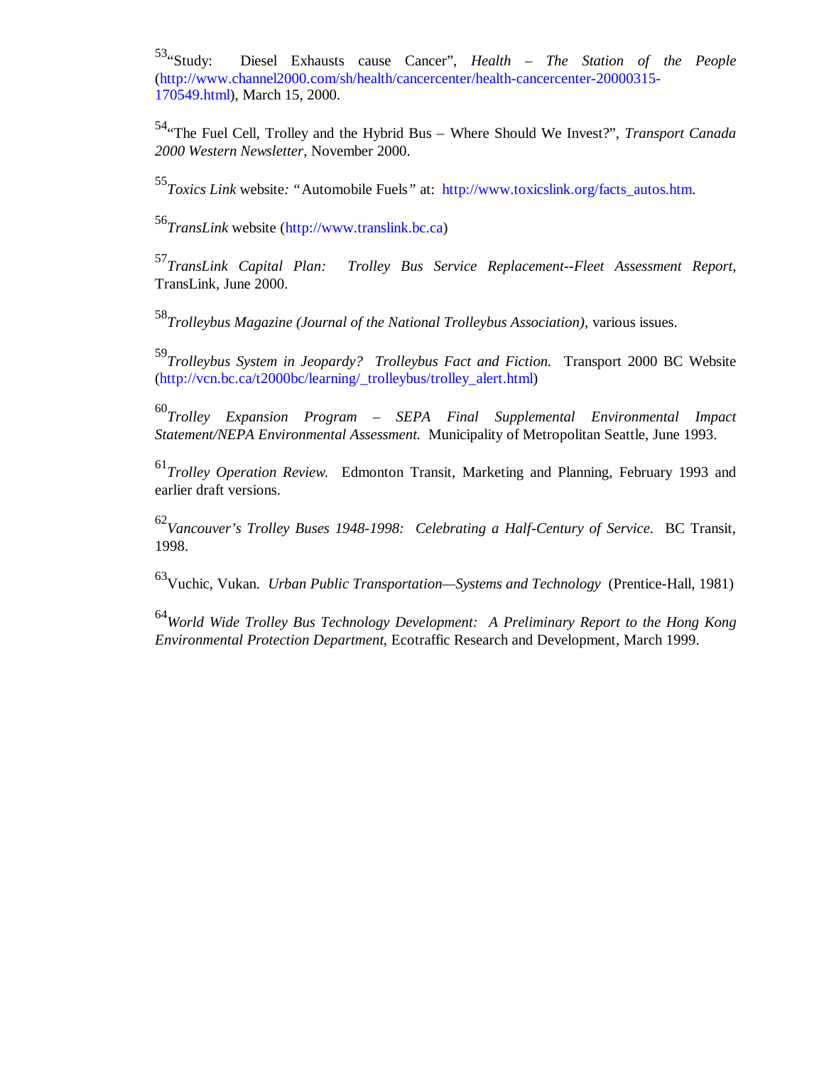[53]"Study: Diesel Exhausts cause Cancer", *Health – The Station of the People* (http://www.channel2000.com/sh/health/cancercenter/health-cancercenter-20000315-170549.html), March 15, 2000.

[54]"The Fuel Cell, Trolley and the Hybrid Bus – Where Should We Invest?", *Transport Canada 2000 Western Newsletter*, November 2000.

[55]*Toxics Link* website*: "*Automobile Fuels*"* at: http://www.toxicslink.org/facts_autos.htm.

[56]*TransLink* website (http://www.translink.bc.ca)

[57]*TransLink Capital Plan: Trolley Bus Service Replacement--Fleet Assessment Report*, TransLink, June 2000.

[58]*Trolleybus Magazine (Journal of the National Trolleybus Association)*, various issues.

[59]*Trolleybus System in Jeopardy? Trolleybus Fact and Fiction.* Transport 2000 BC Website (http://vcn.bc.ca/t2000bc/learning/_trolleybus/trolley_alert.html)

[60]*Trolley Expansion Program – SEPA Final Supplemental Environmental Impact Statement/NEPA Environmental Assessment.* Municipality of Metropolitan Seattle, June 1993.

[61]*Trolley Operation Review.* Edmonton Transit, Marketing and Planning, February 1993 and earlier draft versions.

[62]*Vancouver's Trolley Buses 1948-1998: Celebrating a Half-Century of Service.* BC Transit, 1998.

[63]Vuchic, Vukan. *Urban Public Transportation—Systems and Technology* (Prentice-Hall, 1981)

[64]*World Wide Trolley Bus Technology Development: A Preliminary Report to the Hong Kong Environmental Protection Department*, Ecotraffic Research and Development, March 1999.